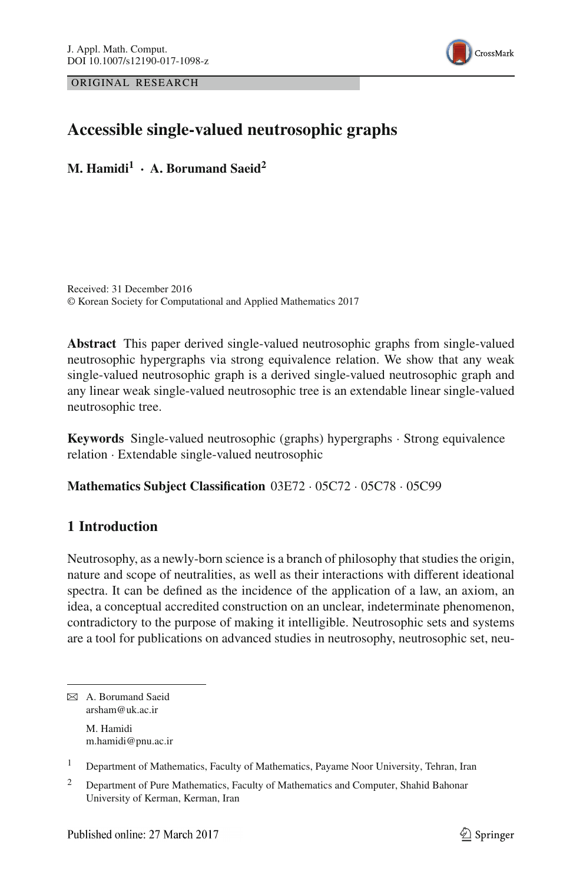ORIGINAL RESEARCH

# Accessible single-valued neutrosophic graphs

**M. Hamidi[1] · A. Borumand Saeid[2]**

Received: 31 December 2016
© Korean Society for Computational and Applied Mathematics 2017

**Abstract** This paper derived single-valued neutrosophic graphs from single-valued neutrosophic hypergraphs via strong equivalence relation. We show that any weak single-valued neutrosophic graph is a derived single-valued neutrosophic graph and any linear weak single-valued neutrosophic tree is an extendable linear single-valued neutrosophic tree.

**Keywords** Single-valued neutrosophic (graphs) hypergraphs · Strong equivalence relation · Extendable single-valued neutrosophic

**Mathematics Subject Classification** 03E72 · 05C72 · 05C78 · 05C99

## 1 Introduction

Neutrosophy, as a newly-born science is a branch of philosophy that studies the origin, nature and scope of neutralities, as well as their interactions with different ideational spectra. It can be defined as the incidence of the application of a law, an axiom, an idea, a conceptual accredited construction on an unclear, indeterminate phenomenon, contradictory to the purpose of making it intelligible. Neutrosophic sets and systems are a tool for publications on advanced studies in neutrosophy, neutrosophic set, neu-

---

✉ A. Borumand Saeid
arsham@uk.ac.ir

M. Hamidi
m.hamidi@pnu.ac.ir

[1] Department of Mathematics, Faculty of Mathematics, Payame Noor University, Tehran, Iran

[2] Department of Pure Mathematics, Faculty of Mathematics and Computer, Shahid Bahonar University of Kerman, Kerman, Iran

Published online: 27 March 2017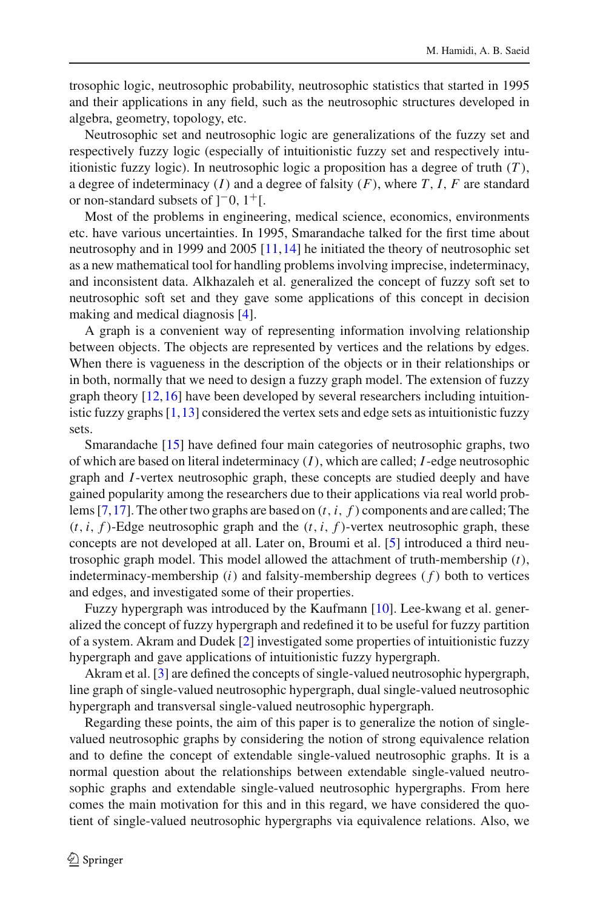trosophic logic, neutrosophic probability, neutrosophic statistics that started in 1995 and their applications in any field, such as the neutrosophic structures developed in algebra, geometry, topology, etc.

Neutrosophic set and neutrosophic logic are generalizations of the fuzzy set and respectively fuzzy logic (especially of intuitionistic fuzzy set and respectively intuitionistic fuzzy logic). In neutrosophic logic a proposition has a degree of truth ($T$), a degree of indeterminacy ($I$) and a degree of falsity ($F$), where $T$, $I$, $F$ are standard or non-standard subsets of $]^{-}0, 1^{+}[$.

Most of the problems in engineering, medical science, economics, environments etc. have various uncertainties. In 1995, Smarandache talked for the first time about neutrosophy and in 1999 and 2005 [11,14] he initiated the theory of neutrosophic set as a new mathematical tool for handling problems involving imprecise, indeterminacy, and inconsistent data. Alkhazaleh et al. generalized the concept of fuzzy soft set to neutrosophic soft set and they gave some applications of this concept in decision making and medical diagnosis [4].

A graph is a convenient way of representing information involving relationship between objects. The objects are represented by vertices and the relations by edges. When there is vagueness in the description of the objects or in their relationships or in both, normally that we need to design a fuzzy graph model. The extension of fuzzy graph theory [12,16] have been developed by several researchers including intuitionistic fuzzy graphs [1,13] considered the vertex sets and edge sets as intuitionistic fuzzy sets.

Smarandache [15] have defined four main categories of neutrosophic graphs, two of which are based on literal indeterminacy ($I$), which are called; $I$-edge neutrosophic graph and $I$-vertex neutrosophic graph, these concepts are studied deeply and have gained popularity among the researchers due to their applications via real world problems [7,17]. The other two graphs are based on $(t, i, f)$ components and are called; The $(t, i, f)$-Edge neutrosophic graph and the $(t, i, f)$-vertex neutrosophic graph, these concepts are not developed at all. Later on, Broumi et al. [5] introduced a third neutrosophic graph model. This model allowed the attachment of truth-membership ($t$), indeterminacy-membership ($i$) and falsity-membership degrees ($f$) both to vertices and edges, and investigated some of their properties.

Fuzzy hypergraph was introduced by the Kaufmann [10]. Lee-kwang et al. generalized the concept of fuzzy hypergraph and redefined it to be useful for fuzzy partition of a system. Akram and Dudek [2] investigated some properties of intuitionistic fuzzy hypergraph and gave applications of intuitionistic fuzzy hypergraph.

Akram et al. [3] are defined the concepts of single-valued neutrosophic hypergraph, line graph of single-valued neutrosophic hypergraph, dual single-valued neutrosophic hypergraph and transversal single-valued neutrosophic hypergraph.

Regarding these points, the aim of this paper is to generalize the notion of single-valued neutrosophic graphs by considering the notion of strong equivalence relation and to define the concept of extendable single-valued neutrosophic graphs. It is a normal question about the relationships between extendable single-valued neutrosophic graphs and extendable single-valued neutrosophic hypergraphs. From here comes the main motivation for this and in this regard, we have considered the quotient of single-valued neutrosophic hypergraphs via equivalence relations. Also, we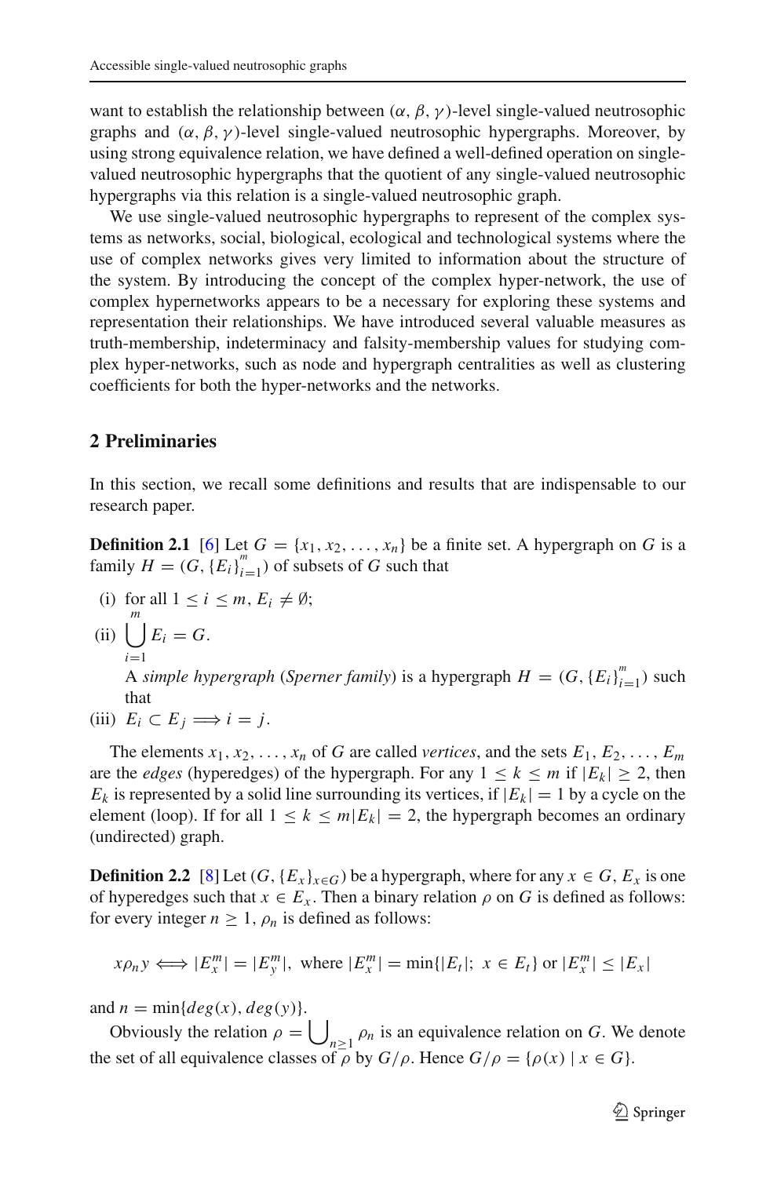want to establish the relationship between $(\alpha, \beta, \gamma)$-level single-valued neutrosophic graphs and $(\alpha, \beta, \gamma)$-level single-valued neutrosophic hypergraphs. Moreover, by using strong equivalence relation, we have defined a well-defined operation on single-valued neutrosophic hypergraphs that the quotient of any single-valued neutrosophic hypergraphs via this relation is a single-valued neutrosophic graph.

We use single-valued neutrosophic hypergraphs to represent of the complex systems as networks, social, biological, ecological and technological systems where the use of complex networks gives very limited to information about the structure of the system. By introducing the concept of the complex hyper-network, the use of complex hypernetworks appears to be a necessary for exploring these systems and representation their relationships. We have introduced several valuable measures as truth-membership, indeterminacy and falsity-membership values for studying complex hyper-networks, such as node and hypergraph centralities as well as clustering coefficients for both the hyper-networks and the networks.

## 2 Preliminaries

In this section, we recall some definitions and results that are indispensable to our research paper.

**Definition 2.1** [6] Let $G = \{x_1, x_2, \ldots, x_n\}$ be a finite set. A hypergraph on $G$ is a family $H = (G, \{E_i\}_{i=1}^{m})$ of subsets of $G$ such that

(i) for all $1 \leq i \leq m$, $E_i \neq \emptyset$;

(ii) $\bigcup_{i=1}^{m} E_i = G$.

A *simple hypergraph* (*Sperner family*) is a hypergraph $H = (G, \{E_i\}_{i=1}^{m})$ such that

(iii) $E_i \subset E_j \Longrightarrow i = j$.

The elements $x_1, x_2, \ldots, x_n$ of $G$ are called *vertices*, and the sets $E_1, E_2, \ldots, E_m$ are the *edges* (hyperedges) of the hypergraph. For any $1 \leq k \leq m$ if $|E_k| \geq 2$, then $E_k$ is represented by a solid line surrounding its vertices, if $|E_k| = 1$ by a cycle on the element (loop). If for all $1 \leq k \leq m |E_k| = 2$, the hypergraph becomes an ordinary (undirected) graph.

**Definition 2.2** [8] Let $(G, \{E_x\}_{x \in G})$ be a hypergraph, where for any $x \in G$, $E_x$ is one of hyperedges such that $x \in E_x$. Then a binary relation $\rho$ on $G$ is defined as follows: for every integer $n \geq 1$, $\rho_n$ is defined as follows:

$$x \rho_n y \Longleftrightarrow |E_x^m| = |E_y^m|, \text{ where } |E_x^m| = \min\{|E_t|;\ x \in E_t\} \text{ or } |E_x^m| \leq |E_x|$$

and $n = \min\{deg(x), deg(y)\}$.

Obviously the relation $\rho = \bigcup_{n \geq 1} \rho_n$ is an equivalence relation on $G$. We denote the set of all equivalence classes of $\rho$ by $G/\rho$. Hence $G/\rho = \{\rho(x) \mid x \in G\}$.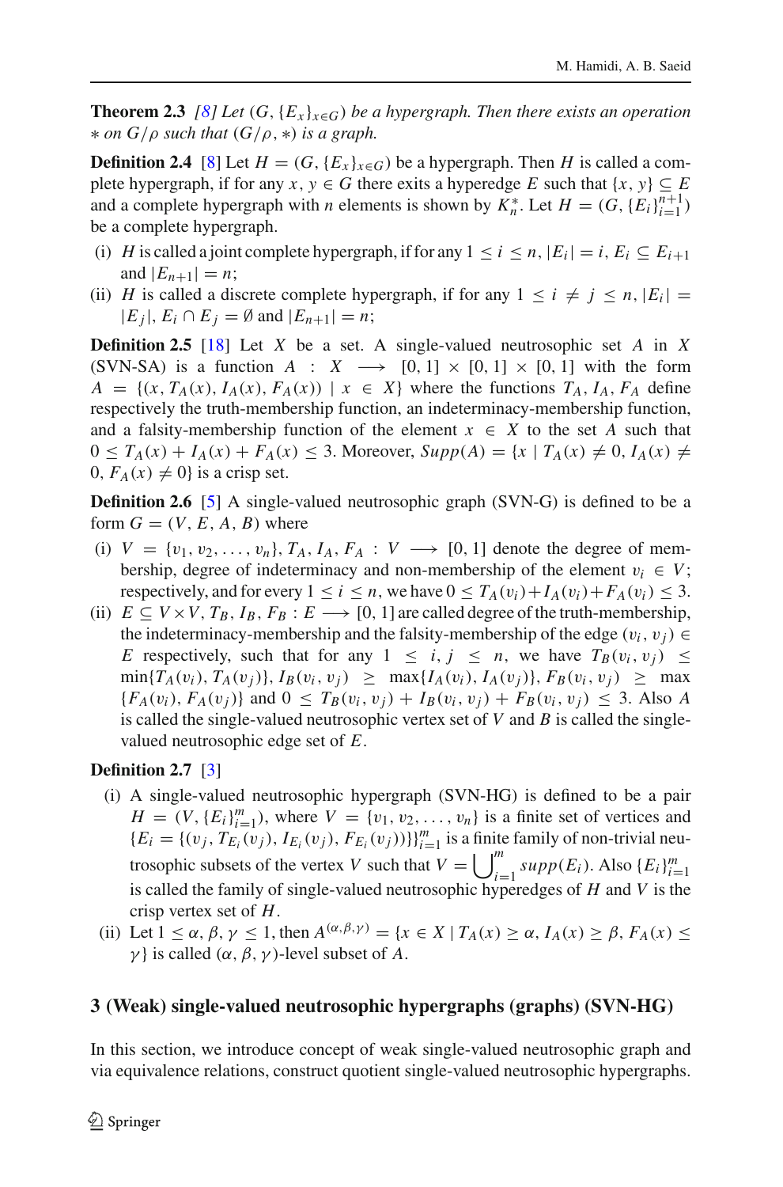**Theorem 2.3** *[8] Let $(G, \{E_x\}_{x\in G})$ be a hypergraph. Then there exists an operation $*$ on $G/\rho$ such that $(G/\rho, *)$ is a graph.*

**Definition 2.4** [8] Let $H = (G, \{E_x\}_{x\in G})$ be a hypergraph. Then $H$ is called a complete hypergraph, if for any $x, y \in G$ there exits a hyperedge $E$ such that $\{x, y\} \subseteq E$ and a complete hypergraph with $n$ elements is shown by $K_n^*$. Let $H = (G, \{E_i\}_{i=1}^{n+1})$ be a complete hypergraph.

- (i) $H$ is called a joint complete hypergraph, if for any $1 \leq i \leq n$, $|E_i| = i$, $E_i \subseteq E_{i+1}$ and $|E_{n+1}| = n$;
- (ii) $H$ is called a discrete complete hypergraph, if for any $1 \leq i \neq j \leq n$, $|E_i| = |E_j|$, $E_i \cap E_j = \emptyset$ and $|E_{n+1}| = n$;

**Definition 2.5** [18] Let $X$ be a set. A single-valued neutrosophic set $A$ in $X$ (SVN-SA) is a function $A : X \longrightarrow [0, 1] \times [0, 1] \times [0, 1]$ with the form $A = \{(x, T_A(x), I_A(x), F_A(x)) \mid x \in X\}$ where the functions $T_A, I_A, F_A$ define respectively the truth-membership function, an indeterminacy-membership function, and a falsity-membership function of the element $x \in X$ to the set $A$ such that $0 \leq T_A(x) + I_A(x) + F_A(x) \leq 3$. Moreover, $Supp(A) = \{x \mid T_A(x) \neq 0, I_A(x) \neq 0, F_A(x) \neq 0\}$ is a crisp set.

**Definition 2.6** [5] A single-valued neutrosophic graph (SVN-G) is defined to be a form $G = (V, E, A, B)$ where

- (i) $V = \{v_1, v_2, \ldots, v_n\}$, $T_A, I_A, F_A : V \longrightarrow [0, 1]$ denote the degree of membership, degree of indeterminacy and non-membership of the element $v_i \in V$; respectively, and for every $1 \leq i \leq n$, we have $0 \leq T_A(v_i) + I_A(v_i) + F_A(v_i) \leq 3$.
- (ii) $E \subseteq V \times V$, $T_B, I_B, F_B : E \longrightarrow [0, 1]$ are called degree of the truth-membership, the indeterminacy-membership and the falsity-membership of the edge $(v_i, v_j) \in E$ respectively, such that for any $1 \leq i, j \leq n$, we have $T_B(v_i, v_j) \leq \min\{T_A(v_i), T_A(v_j)\}$, $I_B(v_i, v_j) \geq \max\{I_A(v_i), I_A(v_j)\}$, $F_B(v_i, v_j) \geq \max\{F_A(v_i), F_A(v_j)\}$ and $0 \leq T_B(v_i, v_j) + I_B(v_i, v_j) + F_B(v_i, v_j) \leq 3$. Also $A$ is called the single-valued neutrosophic vertex set of $V$ and $B$ is called the single-valued neutrosophic edge set of $E$.

**Definition 2.7** [3]

- (i) A single-valued neutrosophic hypergraph (SVN-HG) is defined to be a pair $H = (V, \{E_i\}_{i=1}^m)$, where $V = \{v_1, v_2, \ldots, v_n\}$ is a finite set of vertices and $\{E_i = \{(v_j, T_{E_i}(v_j), I_{E_i}(v_j), F_{E_i}(v_j))\}\}_{i=1}^m$ is a finite family of non-trivial neutrosophic subsets of the vertex $V$ such that $V = \bigcup_{i=1}^m supp(E_i)$. Also $\{E_i\}_{i=1}^m$ is called the family of single-valued neutrosophic hyperedges of $H$ and $V$ is the crisp vertex set of $H$.
- (ii) Let $1 \leq \alpha, \beta, \gamma \leq 1$, then $A^{(\alpha,\beta,\gamma)} = \{x \in X \mid T_A(x) \geq \alpha, I_A(x) \geq \beta, F_A(x) \leq \gamma\}$ is called $(\alpha, \beta, \gamma)$-level subset of $A$.

## 3 (Weak) single-valued neutrosophic hypergraphs (graphs) (SVN-HG)

In this section, we introduce concept of weak single-valued neutrosophic graph and via equivalence relations, construct quotient single-valued neutrosophic hypergraphs.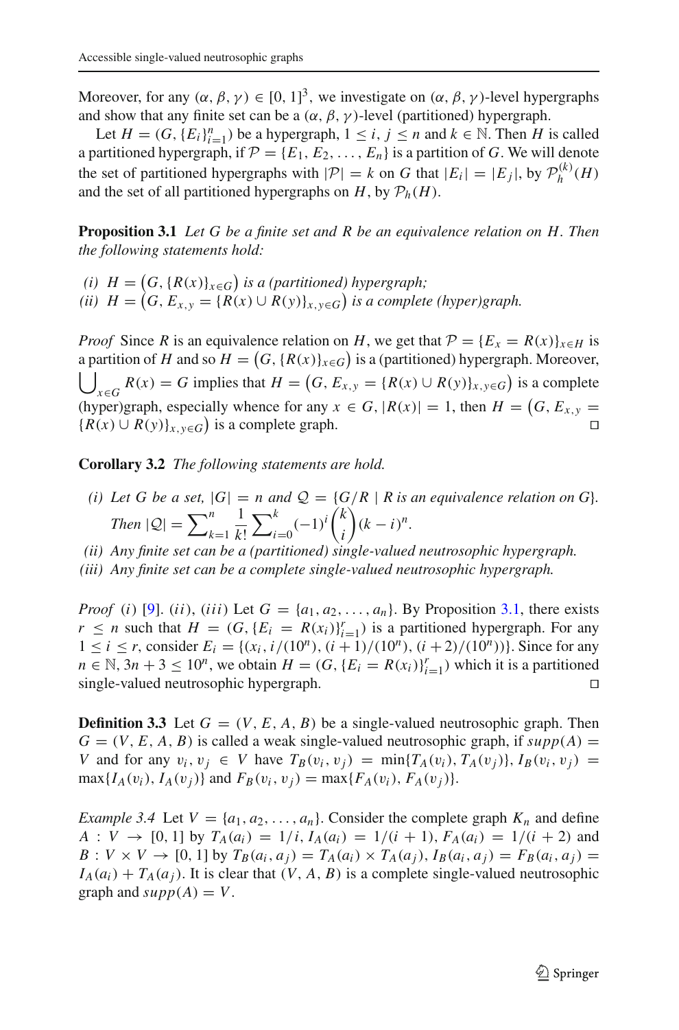Moreover, for any $(\alpha, \beta, \gamma) \in [0, 1]^3$, we investigate on $(\alpha, \beta, \gamma)$-level hypergraphs and show that any finite set can be a $(\alpha, \beta, \gamma)$-level (partitioned) hypergraph.

Let $H = (G, \{E_i\}_{i=1}^n)$ be a hypergraph, $1 \leq i, j \leq n$ and $k \in \mathbb{N}$. Then $H$ is called a partitioned hypergraph, if $\mathcal{P} = \{E_1, E_2, \ldots, E_n\}$ is a partition of $G$. We will denote the set of partitioned hypergraphs with $|\mathcal{P}| = k$ on $G$ that $|E_i| = |E_j|$, by $\mathcal{P}_h^{(k)}(H)$ and the set of all partitioned hypergraphs on $H$, by $\mathcal{P}_h(H)$.

**Proposition 3.1** *Let $G$ be a finite set and $R$ be an equivalence relation on $H$. Then the following statements hold:*

*(i) $H = \big(G, \{R(x)\}_{x \in G}\big)$ is a (partitioned) hypergraph;*
*(ii) $H = \big(G, E_{x,y} = \{R(x) \cup R(y)\}_{x,y \in G}\big)$ is a complete (hyper)graph.*

*Proof* Since $R$ is an equivalence relation on $H$, we get that $\mathcal{P} = \{E_x = R(x)\}_{x \in H}$ is a partition of $H$ and so $H = \big(G, \{R(x)\}_{x \in G}\big)$ is a (partitioned) hypergraph. Moreover, $\bigcup_{x \in G} R(x) = G$ implies that $H = \big(G, E_{x,y} = \{R(x) \cup R(y)\}_{x,y \in G}\big)$ is a complete (hyper)graph, especially whence for any $x \in G$, $|R(x)| = 1$, then $H = \big(G, E_{x,y} = \{R(x) \cup R(y)\}_{x,y \in G}\big)$ is a complete graph. □

**Corollary 3.2** *The following statements are hold.*

*(i) Let $G$ be a set, $|G| = n$ and $\mathcal{Q} = \{G/R \mid R$ is an equivalence relation on $G\}$. Then $|\mathcal{Q}| = \sum_{k=1}^{n} \frac{1}{k!} \sum_{i=0}^{k} (-1)^i \binom{k}{i} (k-i)^n$.*
*(ii) Any finite set can be a (partitioned) single-valued neutrosophic hypergraph.*
*(iii) Any finite set can be a complete single-valued neutrosophic hypergraph.*

*Proof* $(i)$ [9]. $(ii)$, $(iii)$ Let $G = \{a_1, a_2, \ldots, a_n\}$. By Proposition 3.1, there exists $r \leq n$ such that $H = (G, \{E_i = R(x_i)\}_{i=1}^r)$ is a partitioned hypergraph. For any $1 \leq i \leq r$, consider $E_i = \{(x_i, i/(10^n), (i+1)/(10^n), (i+2)/(10^n))\}$. Since for any $n \in \mathbb{N}$, $3n + 3 \leq 10^n$, we obtain $H = (G, \{E_i = R(x_i)\}_{i=1}^r)$ which it is a partitioned single-valued neutrosophic hypergraph. □

**Definition 3.3** Let $G = (V, E, A, B)$ be a single-valued neutrosophic graph. Then $G = (V, E, A, B)$ is called a weak single-valued neutrosophic graph, if $supp(A) = V$ and for any $v_i, v_j \in V$ have $T_B(v_i, v_j) = \min\{T_A(v_i), T_A(v_j)\}$, $I_B(v_i, v_j) = \max\{I_A(v_i), I_A(v_j)\}$ and $F_B(v_i, v_j) = \max\{F_A(v_i), F_A(v_j)\}$.

*Example 3.4* Let $V = \{a_1, a_2, \ldots, a_n\}$. Consider the complete graph $K_n$ and define $A : V \to [0, 1]$ by $T_A(a_i) = 1/i$, $I_A(a_i) = 1/(i+1)$, $F_A(a_i) = 1/(i+2)$ and $B : V \times V \to [0, 1]$ by $T_B(a_i, a_j) = T_A(a_i) \times T_A(a_j)$, $I_B(a_i, a_j) = F_B(a_i, a_j) = I_A(a_i) + T_A(a_j)$. It is clear that $(V, A, B)$ is a complete single-valued neutrosophic graph and $supp(A) = V$.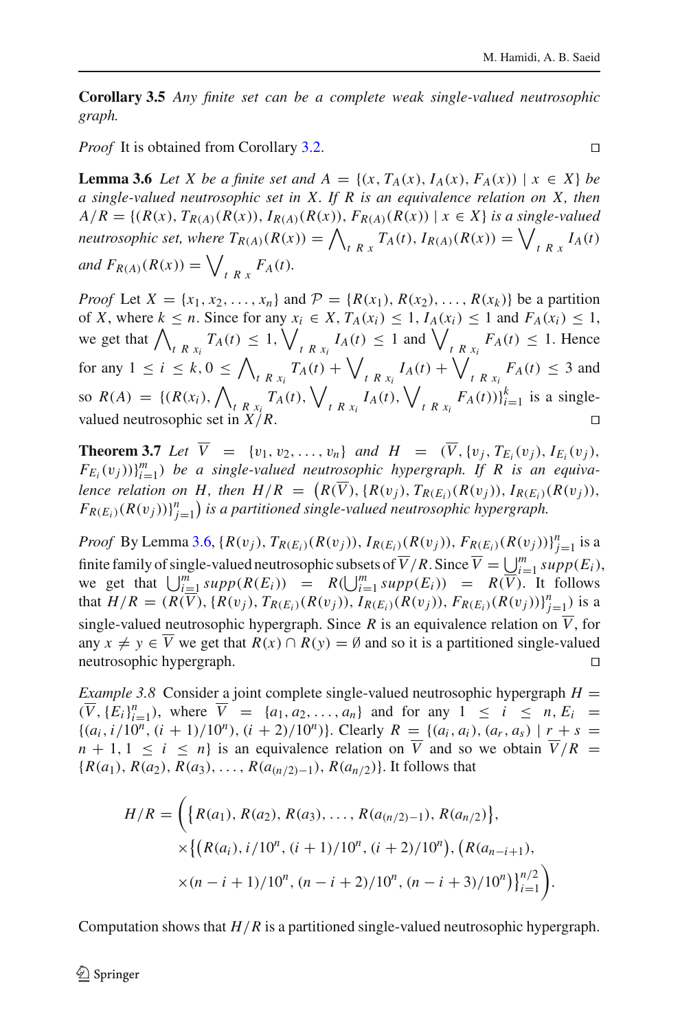**Corollary 3.5** *Any finite set can be a complete weak single-valued neutrosophic graph.*

*Proof* It is obtained from Corollary 3.2. □

**Lemma 3.6** *Let $X$ be a finite set and $A = \{(x, T_A(x), I_A(x), F_A(x)) \mid x \in X\}$ be a single-valued neutrosophic set in $X$. If $R$ is an equivalence relation on $X$, then $A/R = \{(R(x), T_{R(A)}(R(x)), I_{R(A)}(R(x)), F_{R(A)}(R(x)) \mid x \in X\}$ is a single-valued neutrosophic set, where $T_{R(A)}(R(x)) = \bigwedge_{t\ R\ x} T_A(t)$, $I_{R(A)}(R(x)) = \bigvee_{t\ R\ x} I_A(t)$ and $F_{R(A)}(R(x)) = \bigvee_{t\ R\ x} F_A(t)$.*

*Proof* Let $X = \{x_1, x_2, \ldots, x_n\}$ and $\mathcal{P} = \{R(x_1), R(x_2), \ldots, R(x_k)\}$ be a partition of $X$, where $k \leq n$. Since for any $x_i \in X$, $T_A(x_i) \leq 1$, $I_A(x_i) \leq 1$ and $F_A(x_i) \leq 1$, we get that $\bigwedge_{t\ R\ x_i} T_A(t) \leq 1$, $\bigvee_{t\ R\ x_i} I_A(t) \leq 1$ and $\bigvee_{t\ R\ x_i} F_A(t) \leq 1$. Hence for any $1 \leq i \leq k$, $0 \leq \bigwedge_{t\ R\ x_i} T_A(t) + \bigvee_{t\ R\ x_i} I_A(t) + \bigvee_{t\ R\ x_i} F_A(t) \leq 3$ and so $R(A) = \{(R(x_i), \bigwedge_{t\ R\ x_i} T_A(t), \bigvee_{t\ R\ x_i} I_A(t), \bigvee_{t\ R\ x_i} F_A(t))\}_{i=1}^{k}$ is a single-valued neutrosophic set in $X/R$. □

**Theorem 3.7** *Let $\overline{V} = \{v_1, v_2, \ldots, v_n\}$ and $H = (\overline{V}, \{v_j, T_{E_i}(v_j), I_{E_i}(v_j), F_{E_i}(v_j))\}_{i=1}^{m})$ be a single-valued neutrosophic hypergraph. If $R$ is an equivalence relation on $H$, then $H/R = \big(R(\overline{V}), \{R(v_j), T_{R(E_i)}(R(v_j)), I_{R(E_i)}(R(v_j)), F_{R(E_i)}(R(v_j))\}_{j=1}^{n}\big)$ is a partitioned single-valued neutrosophic hypergraph.*

*Proof* By Lemma 3.6, $\{R(v_j), T_{R(E_i)}(R(v_j)), I_{R(E_i)}(R(v_j)), F_{R(E_i)}(R(v_j))\}_{j=1}^{n}$ is a finite family of single-valued neutrosophic subsets of $\overline{V}/R$. Since $\overline{V} = \bigcup_{i=1}^{m} supp(E_i)$, we get that $\bigcup_{i=1}^{m} supp(R(E_i)) = R(\bigcup_{i=1}^{m} supp(E_i)) = R(\overline{V})$. It follows that $H/R = (R(\overline{V}), \{R(v_j), T_{R(E_i)}(R(v_j)), I_{R(E_i)}(R(v_j)), F_{R(E_i)}(R(v_j))\}_{j=1}^{n})$ is a single-valued neutrosophic hypergraph. Since $R$ is an equivalence relation on $\overline{V}$, for any $x \neq y \in \overline{V}$ we get that $R(x) \cap R(y) = \emptyset$ and so it is a partitioned single-valued neutrosophic hypergraph. □

*Example 3.8* Consider a joint complete single-valued neutrosophic hypergraph $H = (\overline{V}, \{E_i\}_{i=1}^{n})$, where $\overline{V} = \{a_1, a_2, \ldots, a_n\}$ and for any $1 \leq i \leq n$, $E_i = \{(a_i, i/10^n, (i+1)/10^n), (i+2)/10^n)\}$. Clearly $R = \{(a_i, a_i), (a_r, a_s) \mid r + s = n + 1, 1 \leq i \leq n\}$ is an equivalence relation on $\overline{V}$ and so we obtain $\overline{V}/R = \{R(a_1), R(a_2), R(a_3), \ldots, R(a_{(n/2)-1}), R(a_{n/2})\}$. It follows that

$$
\begin{aligned}
H/R = \bigg( &\big\{R(a_1), R(a_2), R(a_3), \ldots, R(a_{(n/2)-1}), R(a_{n/2})\big\}, \\
&\times \big\{\big(R(a_i), i/10^n, (i+1)/10^n, (i+2)/10^n\big), \big(R(a_{n-i+1}), \\
&\times (n-i+1)/10^n, (n-i+2)/10^n, (n-i+3)/10^n\big)\big\}_{i=1}^{n/2}\bigg).
\end{aligned}
$$

Computation shows that $H/R$ is a partitioned single-valued neutrosophic hypergraph.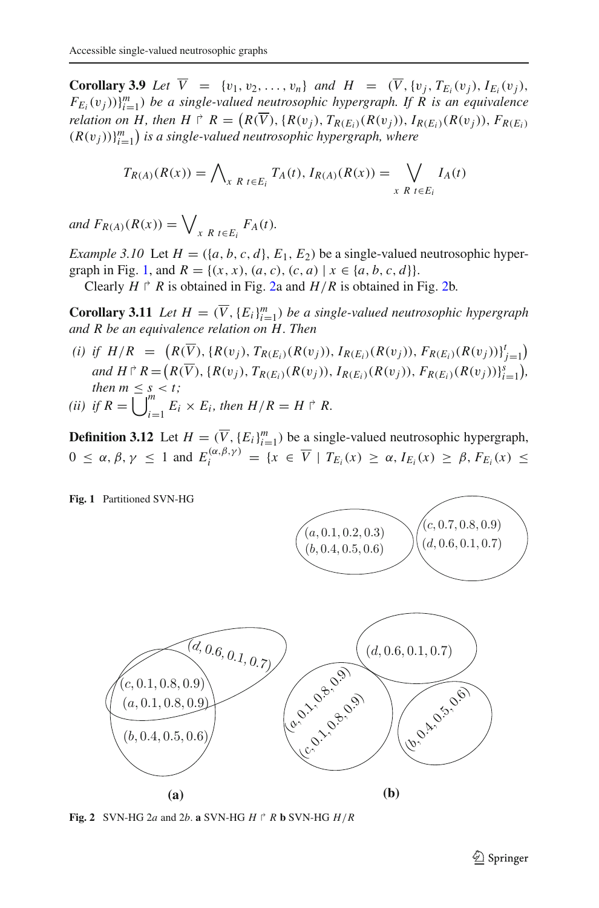**Corollary 3.9** *Let* $\overline{V} = \{v_1, v_2, \ldots, v_n\}$ *and* $H = (\overline{V}, \{v_j, T_{E_i}(v_j), I_{E_i}(v_j), F_{E_i}(v_j))\}_{i=1}^{m})$ *be a single-valued neutrosophic hypergraph. If* $R$ *is an equivalence relation on* $H$*, then* $H \upharpoonright R = \big(R(\overline{V}), \{R(v_j), T_{R(E_i)}(R(v_j)), I_{R(E_i)}(R(v_j)), F_{R(E_i)}(R(v_j))\}_{i=1}^{m}\big)$ *is a single-valued neutrosophic hypergraph, where*

$$T_{R(A)}(R(x)) = \bigwedge_{x\ R\ t \in E_i} T_A(t),\ I_{R(A)}(R(x)) = \bigvee_{x\ R\ t \in E_i} I_A(t)$$

*and* $F_{R(A)}(R(x)) = \bigvee_{x\ R\ t \in E_i} F_A(t)$.

*Example 3.10* Let $H = (\{a, b, c, d\}, E_1, E_2)$ be a single-valued neutrosophic hypergraph in Fig. 1, and $R = \{(x, x), (a, c), (c, a) \mid x \in \{a, b, c, d\}\}$.

Clearly $H \upharpoonright R$ is obtained in Fig. 2a and $H/R$ is obtained in Fig. 2b.

**Corollary 3.11** *Let* $H = (\overline{V}, \{E_i\}_{i=1}^{m})$ *be a single-valued neutrosophic hypergraph and* $R$ *be an equivalence relation on* $H$*. Then*

*(i) if* $H/R = \big(R(\overline{V}), \{R(v_j), T_{R(E_i)}(R(v_j)), I_{R(E_i)}(R(v_j)), F_{R(E_i)}(R(v_j))\}_{j=1}^{t}\big)$ *and* $H \upharpoonright R = \big(R(\overline{V}), \{R(v_j), T_{R(E_i)}(R(v_j)), I_{R(E_i)}(R(v_j)), F_{R(E_i)}(R(v_j))\}_{i=1}^{s}\big)$*, then* $m \leq s < t$*;*

*(ii) if* $R = \bigcup_{i=1}^{m} E_i \times E_i$*, then* $H/R = H \upharpoonright R$.

**Definition 3.12** Let $H = (\overline{V}, \{E_i\}_{i=1}^{m})$ be a single-valued neutrosophic hypergraph, $0 \leq \alpha, \beta, \gamma \leq 1$ and $E_i^{(\alpha,\beta,\gamma)} = \{x \in \overline{V} \mid T_{E_i}(x) \geq \alpha, I_{E_i}(x) \geq \beta, F_{E_i}(x) \leq$

**Fig. 1** Partitioned SVN-HG

**Fig. 2** SVN-HG 2*a* and 2*b*. **a** SVN-HG $H \upharpoonright R$ **b** SVN-HG $H/R$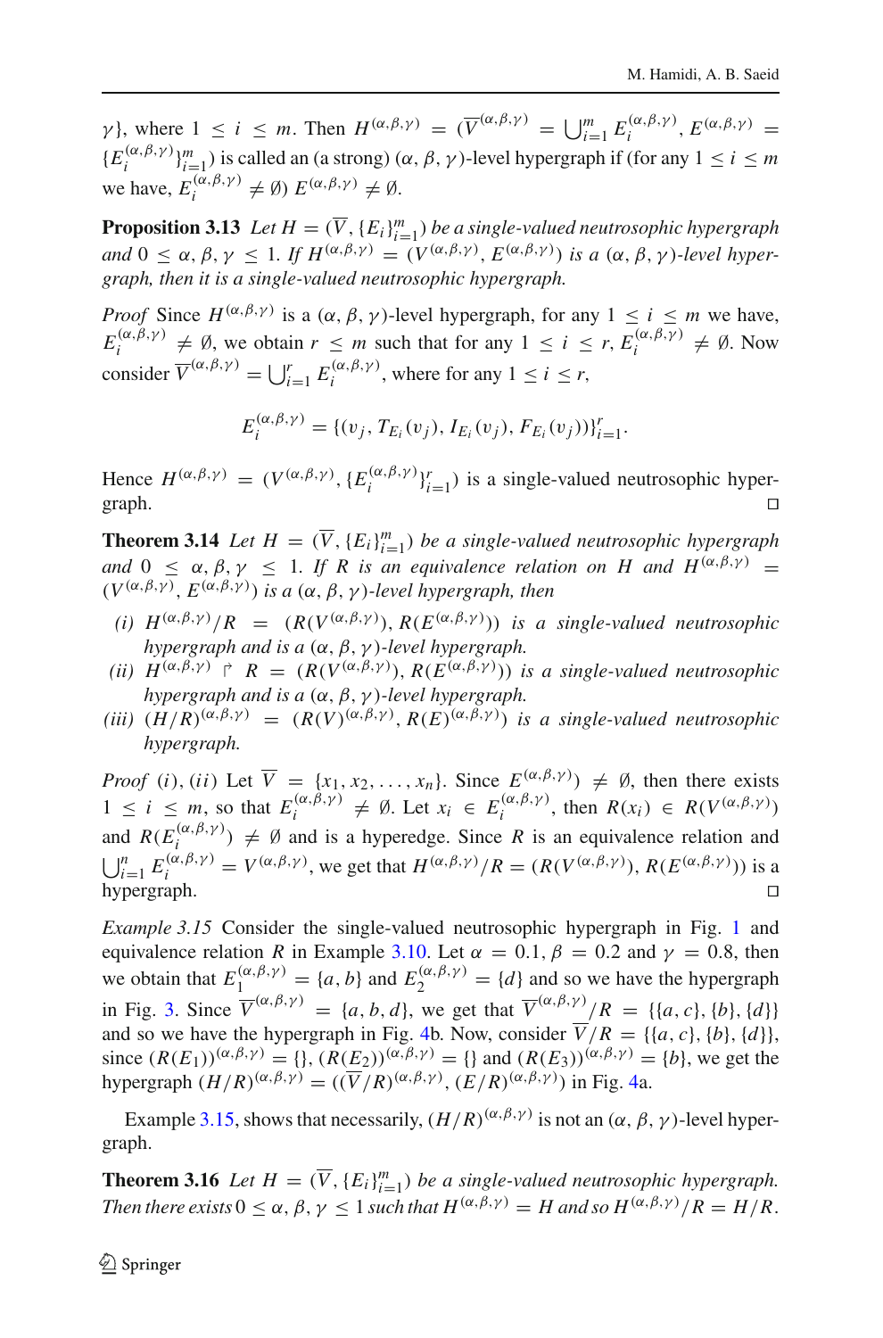$\gamma\}$, where $1 \leq i \leq m$. Then $H^{(\alpha,\beta,\gamma)} = (\overline{V}^{(\alpha,\beta,\gamma)} = \bigcup_{i=1}^{m} E_i^{(\alpha,\beta,\gamma)}, E^{(\alpha,\beta,\gamma)} = \{E_i^{(\alpha,\beta,\gamma)}\}_{i=1}^{m})$ is called an (a strong) $(\alpha, \beta, \gamma)$-level hypergraph if (for any $1 \leq i \leq m$ we have, $E_i^{(\alpha,\beta,\gamma)} \neq \emptyset$) $E^{(\alpha,\beta,\gamma)} \neq \emptyset$.

**Proposition 3.13** *Let $H = (\overline{V}, \{E_i\}_{i=1}^{m})$ be a single-valued neutrosophic hypergraph and $0 \leq \alpha, \beta, \gamma \leq 1$. If $H^{(\alpha,\beta,\gamma)} = (V^{(\alpha,\beta,\gamma)}, E^{(\alpha,\beta,\gamma)})$ is a $(\alpha, \beta, \gamma)$-level hypergraph, then it is a single-valued neutrosophic hypergraph.*

*Proof* Since $H^{(\alpha,\beta,\gamma)}$ is a $(\alpha, \beta, \gamma)$-level hypergraph, for any $1 \leq i \leq m$ we have, $E_i^{(\alpha,\beta,\gamma)} \neq \emptyset$, we obtain $r \leq m$ such that for any $1 \leq i \leq r$, $E_i^{(\alpha,\beta,\gamma)} \neq \emptyset$. Now consider $\overline{V}^{(\alpha,\beta,\gamma)} = \bigcup_{i=1}^{r} E_i^{(\alpha,\beta,\gamma)}$, where for any $1 \leq i \leq r$,

$$E_i^{(\alpha,\beta,\gamma)} = \{(v_j, T_{E_i}(v_j), I_{E_i}(v_j), F_{E_i}(v_j))\}_{i=1}^{r}.$$

Hence $H^{(\alpha,\beta,\gamma)} = (V^{(\alpha,\beta,\gamma)}, \{E_i^{(\alpha,\beta,\gamma)}\}_{i=1}^{r})$ is a single-valued neutrosophic hypergraph. □

**Theorem 3.14** *Let $H = (\overline{V}, \{E_i\}_{i=1}^{m})$ be a single-valued neutrosophic hypergraph and $0 \leq \alpha, \beta, \gamma \leq 1$. If $R$ is an equivalence relation on $H$ and $H^{(\alpha,\beta,\gamma)} = (V^{(\alpha,\beta,\gamma)}, E^{(\alpha,\beta,\gamma)})$ is a $(\alpha, \beta, \gamma)$-level hypergraph, then*

- *(i) $H^{(\alpha,\beta,\gamma)}/R = (R(V^{(\alpha,\beta,\gamma)}), R(E^{(\alpha,\beta,\gamma)}))$ is a single-valued neutrosophic hypergraph and is a $(\alpha, \beta, \gamma)$-level hypergraph.*
- *(ii) $H^{(\alpha,\beta,\gamma)} \upharpoonright R = (R(V^{(\alpha,\beta,\gamma)}), R(E^{(\alpha,\beta,\gamma)}))$ is a single-valued neutrosophic hypergraph and is a $(\alpha, \beta, \gamma)$-level hypergraph.*
- *(iii) $(H/R)^{(\alpha,\beta,\gamma)} = (R(V)^{(\alpha,\beta,\gamma)}, R(E)^{(\alpha,\beta,\gamma)})$ is a single-valued neutrosophic hypergraph.*

*Proof* $(i), (ii)$ Let $\overline{V} = \{x_1, x_2, \ldots, x_n\}$. Since $E^{(\alpha,\beta,\gamma)}) \neq \emptyset$, then there exists $1 \leq i \leq m$, so that $E_i^{(\alpha,\beta,\gamma)} \neq \emptyset$. Let $x_i \in E_i^{(\alpha,\beta,\gamma)}$, then $R(x_i) \in R(V^{(\alpha,\beta,\gamma)})$ and $R(E_i^{(\alpha,\beta,\gamma)}) \neq \emptyset$ and is a hyperedge. Since $R$ is an equivalence relation and $\bigcup_{i=1}^{n} E_i^{(\alpha,\beta,\gamma)} = V^{(\alpha,\beta,\gamma)}$, we get that $H^{(\alpha,\beta,\gamma)}/R = (R(V^{(\alpha,\beta,\gamma)}), R(E^{(\alpha,\beta,\gamma)}))$ is a hypergraph. □

*Example 3.15* Consider the single-valued neutrosophic hypergraph in Fig. 1 and equivalence relation $R$ in Example 3.10. Let $\alpha = 0.1$, $\beta = 0.2$ and $\gamma = 0.8$, then we obtain that $E_1^{(\alpha,\beta,\gamma)} = \{a, b\}$ and $E_2^{(\alpha,\beta,\gamma)} = \{d\}$ and so we have the hypergraph in Fig. 3. Since $\overline{V}^{(\alpha,\beta,\gamma)} = \{a, b, d\}$, we get that $\overline{V}^{(\alpha,\beta,\gamma)}/R = \{\{a, c\}, \{b\}, \{d\}\}$ and so we have the hypergraph in Fig. 4b. Now, consider $\overline{V}/R = \{\{a, c\}, \{b\}, \{d\}\}$, since $(R(E_1))^{(\alpha,\beta,\gamma)} = \{\}$, $(R(E_2))^{(\alpha,\beta,\gamma)} = \{\}$ and $(R(E_3))^{(\alpha,\beta,\gamma)} = \{b\}$, we get the hypergraph $(H/R)^{(\alpha,\beta,\gamma)} = ((\overline{V}/R)^{(\alpha,\beta,\gamma)}, (E/R)^{(\alpha,\beta,\gamma)})$ in Fig. 4a.

Example 3.15, shows that necessarily, $(H/R)^{(\alpha,\beta,\gamma)}$ is not an $(\alpha, \beta, \gamma)$-level hypergraph.

**Theorem 3.16** *Let $H = (\overline{V}, \{E_i\}_{i=1}^{m})$ be a single-valued neutrosophic hypergraph. Then there exists $0 \leq \alpha, \beta, \gamma \leq 1$ such that $H^{(\alpha,\beta,\gamma)} = H$ and so $H^{(\alpha,\beta,\gamma)}/R = H/R$.*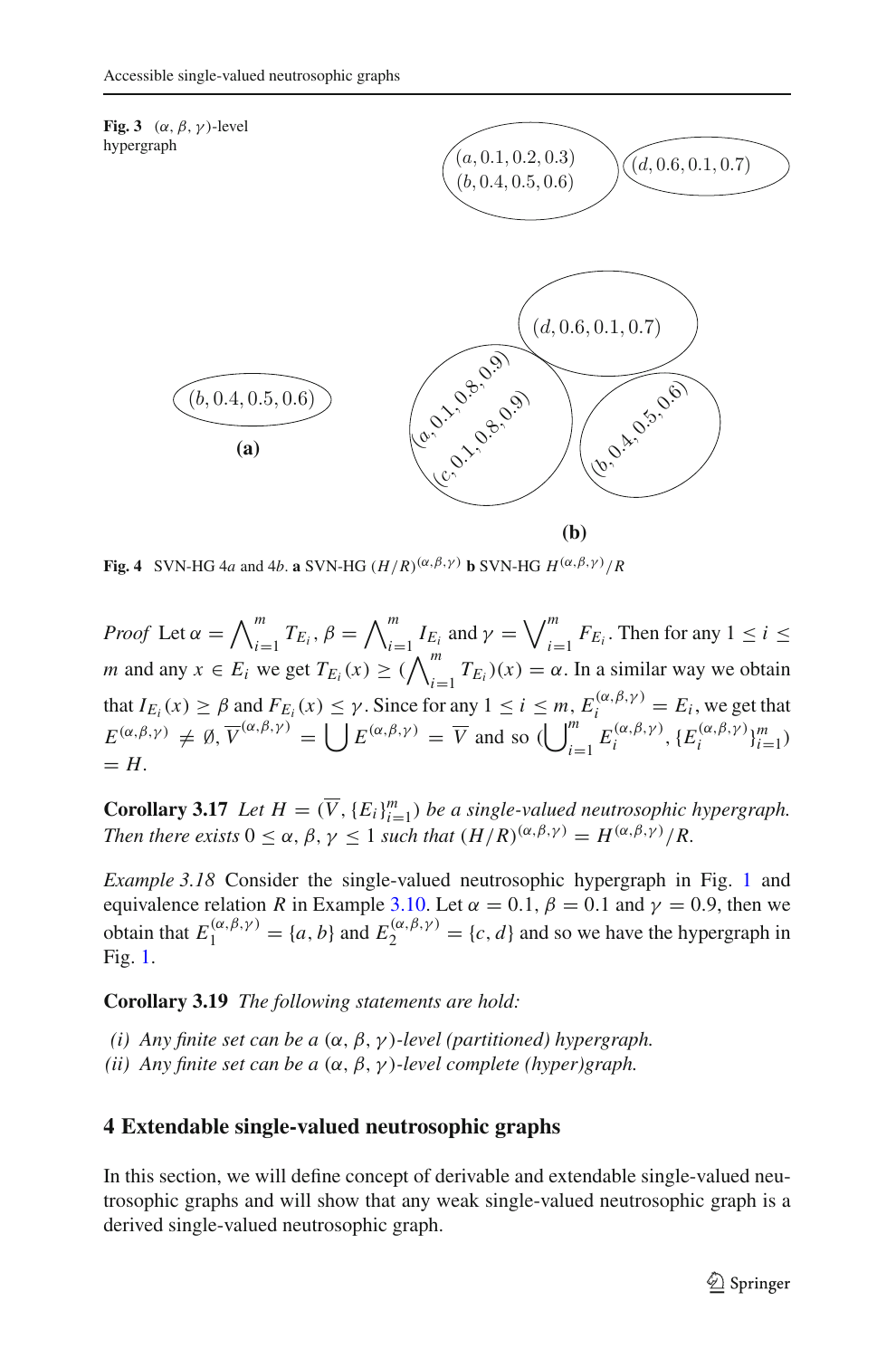**Fig. 3** $(\alpha, \beta, \gamma)$-level hypergraph

$(a, 0.1, 0.2, 0.3)$
$(b, 0.4, 0.5, 0.6)$

$(d, 0.6, 0.1, 0.7)$

$(b, 0.4, 0.5, 0.6)$

**(a)**

$(d, 0.6, 0.1, 0.7)$

$(a, 0.1, 0.8, 0.9)$
$(c, 0.1, 0.8, 0.9)$

$(b, 0.4, 0.5, 0.6)$

**(b)**

**Fig. 4** SVN-HG 4*a* and 4*b*. **a** SVN-HG $(H/R)^{(\alpha,\beta,\gamma)}$ **b** SVN-HG $H^{(\alpha,\beta,\gamma)}/R$

*Proof* Let $\alpha = \bigwedge_{i=1}^{m} T_{E_i}$, $\beta = \bigwedge_{i=1}^{m} I_{E_i}$ and $\gamma = \bigvee_{i=1}^{m} F_{E_i}$. Then for any $1 \leq i \leq m$ and any $x \in E_i$ we get $T_{E_i}(x) \geq (\bigwedge_{i=1}^{m} T_{E_i})(x) = \alpha$. In a similar way we obtain that $I_{E_i}(x) \geq \beta$ and $F_{E_i}(x) \leq \gamma$. Since for any $1 \leq i \leq m$, $E_i^{(\alpha,\beta,\gamma)} = E_i$, we get that $E^{(\alpha,\beta,\gamma)} \neq \emptyset$, $\overline{V}^{(\alpha,\beta,\gamma)} = \bigcup E^{(\alpha,\beta,\gamma)} = \overline{V}$ and so $(\bigcup_{i=1}^{m} E_i^{(\alpha,\beta,\gamma)}, \{E_i^{(\alpha,\beta,\gamma)}\}_{i=1}^{m}) = H$.

**Corollary 3.17** *Let $H = (\overline{V}, \{E_i\}_{i=1}^{m})$ be a single-valued neutrosophic hypergraph. Then there exists $0 \leq \alpha, \beta, \gamma \leq 1$ such that $(H/R)^{(\alpha,\beta,\gamma)} = H^{(\alpha,\beta,\gamma)}/R$.*

*Example 3.18* Consider the single-valued neutrosophic hypergraph in Fig. 1 and equivalence relation $R$ in Example 3.10. Let $\alpha = 0.1$, $\beta = 0.1$ and $\gamma = 0.9$, then we obtain that $E_1^{(\alpha,\beta,\gamma)} = \{a, b\}$ and $E_2^{(\alpha,\beta,\gamma)} = \{c, d\}$ and so we have the hypergraph in Fig. 1.

**Corollary 3.19** *The following statements are hold:*

*(i) Any finite set can be a $(\alpha, \beta, \gamma)$-level (partitioned) hypergraph.*
*(ii) Any finite set can be a $(\alpha, \beta, \gamma)$-level complete (hyper)graph.*

## 4 Extendable single-valued neutrosophic graphs

In this section, we will define concept of derivable and extendable single-valued neutrosophic graphs and will show that any weak single-valued neutrosophic graph is a derived single-valued neutrosophic graph.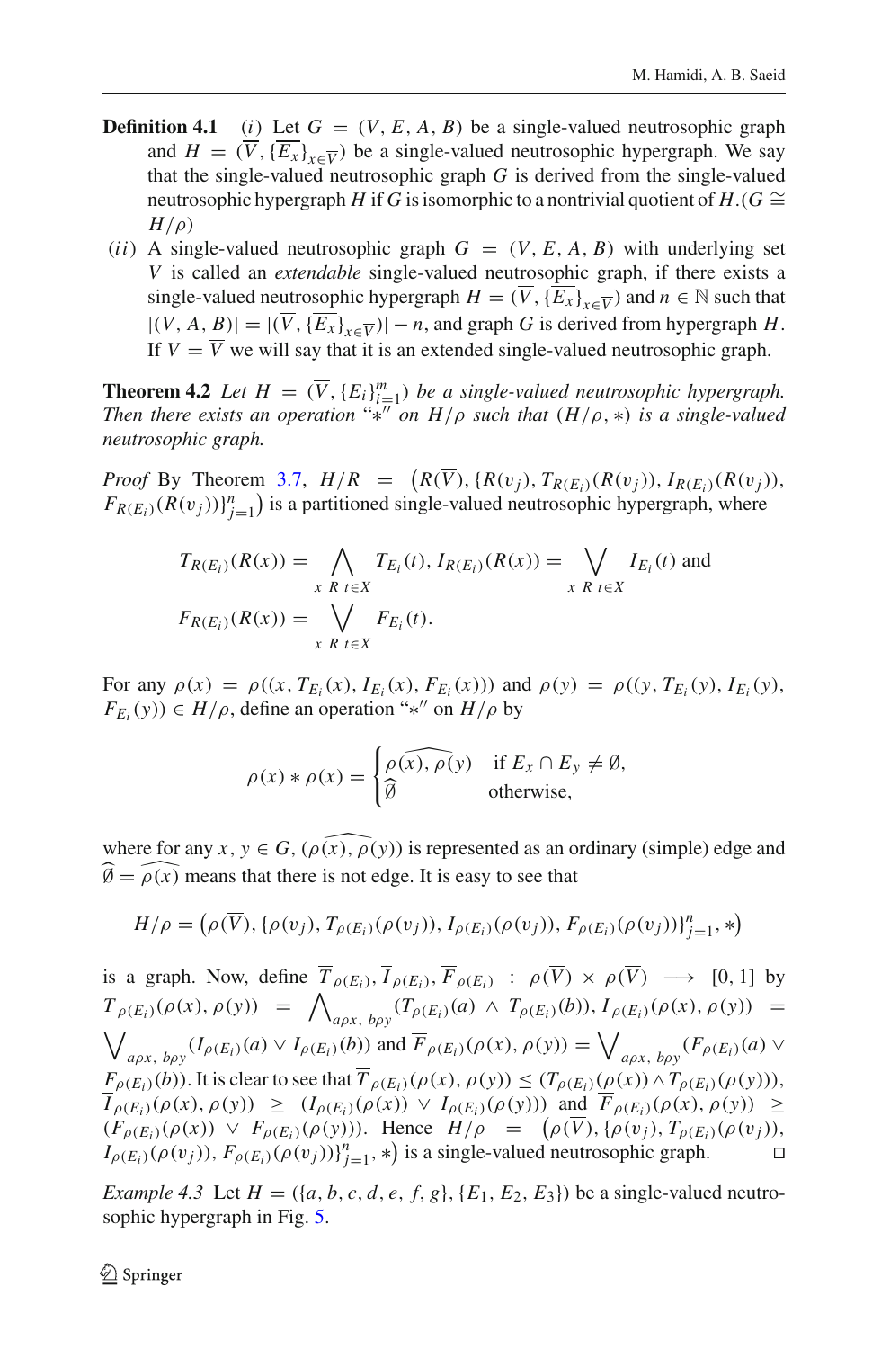**Definition 4.1** (*i*) Let $G = (V, E, A, B)$ be a single-valued neutrosophic graph and $H = (\overline{V}, \{\overline{E_x}\}_{x \in \overline{V}})$ be a single-valued neutrosophic hypergraph. We say that the single-valued neutrosophic graph $G$ is derived from the single-valued neutrosophic hypergraph $H$ if $G$ is isomorphic to a nontrivial quotient of $H$.($G \cong H/\rho$)

(*ii*) A single-valued neutrosophic graph $G = (V, E, A, B)$ with underlying set $V$ is called an *extendable* single-valued neutrosophic graph, if there exists a single-valued neutrosophic hypergraph $H = (\overline{V}, \{\overline{E_x}\}_{x \in \overline{V}})$ and $n \in \mathbb{N}$ such that $|(V, A, B)| = |(\overline{V}, \{\overline{E_x}\}_{x \in \overline{V}})| - n$, and graph $G$ is derived from hypergraph $H$. If $V = \overline{V}$ we will say that it is an extended single-valued neutrosophic graph.

**Theorem 4.2** *Let $H = (\overline{V}, \{E_i\}_{i=1}^m)$ be a single-valued neutrosophic hypergraph. Then there exists an operation "$*''$ on $H/\rho$ such that $(H/\rho, *)$ is a single-valued neutrosophic graph.*

*Proof* By Theorem 3.7, $H/R = \big(R(\overline{V}), \{R(v_j), T_{R(E_i)}(R(v_j)), I_{R(E_i)}(R(v_j)), F_{R(E_i)}(R(v_j))\}_{j=1}^n\big)$ is a partitioned single-valued neutrosophic hypergraph, where

$$T_{R(E_i)}(R(x)) = \bigwedge_{x\ R\ t \in X} T_{E_i}(t),\ I_{R(E_i)}(R(x)) = \bigvee_{x\ R\ t \in X} I_{E_i}(t) \text{ and}$$
$$F_{R(E_i)}(R(x)) = \bigvee_{x\ R\ t \in X} F_{E_i}(t).$$

For any $\rho(x) = \rho((x, T_{E_i}(x), I_{E_i}(x), F_{E_i}(x)))$ and $\rho(y) = \rho((y, T_{E_i}(y), I_{E_i}(y), F_{E_i}(y)) \in H/\rho$, define an operation "$*''$ on $H/\rho$ by

$$\rho(x) * \rho(x) = \begin{cases} \widehat{\rho(x), \rho(y)} & \text{if } E_x \cap E_y \neq \emptyset, \\ \widehat{\emptyset} & \text{otherwise,} \end{cases}$$

where for any $x, y \in G$, $(\widehat{\rho(x), \rho(y)})$ is represented as an ordinary (simple) edge and $\widehat{\emptyset} = \widehat{\rho(x)}$ means that there is not edge. It is easy to see that

$$H/\rho = \big(\rho(\overline{V}), \{\rho(v_j), T_{\rho(E_i)}(\rho(v_j)), I_{\rho(E_i)}(\rho(v_j)), F_{\rho(E_i)}(\rho(v_j))\}_{j=1}^n, *\big)$$

is a graph. Now, define $\overline{T}_{\rho(E_i)}, \overline{I}_{\rho(E_i)}, \overline{F}_{\rho(E_i)} : \rho(\overline{V}) \times \rho(\overline{V}) \longrightarrow [0, 1]$ by $\overline{T}_{\rho(E_i)}(\rho(x), \rho(y)) = \bigwedge_{a\rho x,\ b\rho y}(T_{\rho(E_i)}(a) \wedge T_{\rho(E_i)}(b))$, $\overline{I}_{\rho(E_i)}(\rho(x), \rho(y)) = \bigvee_{a\rho x,\ b\rho y}(I_{\rho(E_i)}(a) \vee I_{\rho(E_i)}(b))$ and $\overline{F}_{\rho(E_i)}(\rho(x), \rho(y)) = \bigvee_{a\rho x,\ b\rho y}(F_{\rho(E_i)}(a) \vee F_{\rho(E_i)}(b))$. It is clear to see that $\overline{T}_{\rho(E_i)}(\rho(x), \rho(y)) \leq (T_{\rho(E_i)}(\rho(x)) \wedge T_{\rho(E_i)}(\rho(y)))$, $\overline{I}_{\rho(E_i)}(\rho(x), \rho(y)) \geq (I_{\rho(E_i)}(\rho(x)) \vee I_{\rho(E_i)}(\rho(y)))$ and $\overline{F}_{\rho(E_i)}(\rho(x), \rho(y)) \geq (F_{\rho(E_i)}(\rho(x)) \vee F_{\rho(E_i)}(\rho(y)))$. Hence $H/\rho = \big(\rho(\overline{V}), \{\rho(v_j), T_{\rho(E_i)}(\rho(v_j)), I_{\rho(E_i)}(\rho(v_j)), F_{\rho(E_i)}(\rho(v_j))\}_{j=1}^n, *\big)$ is a single-valued neutrosophic graph. $\square$

*Example 4.3* Let $H = (\{a, b, c, d, e, f, g\}, \{E_1, E_2, E_3\})$ be a single-valued neutrosophic hypergraph in Fig. 5.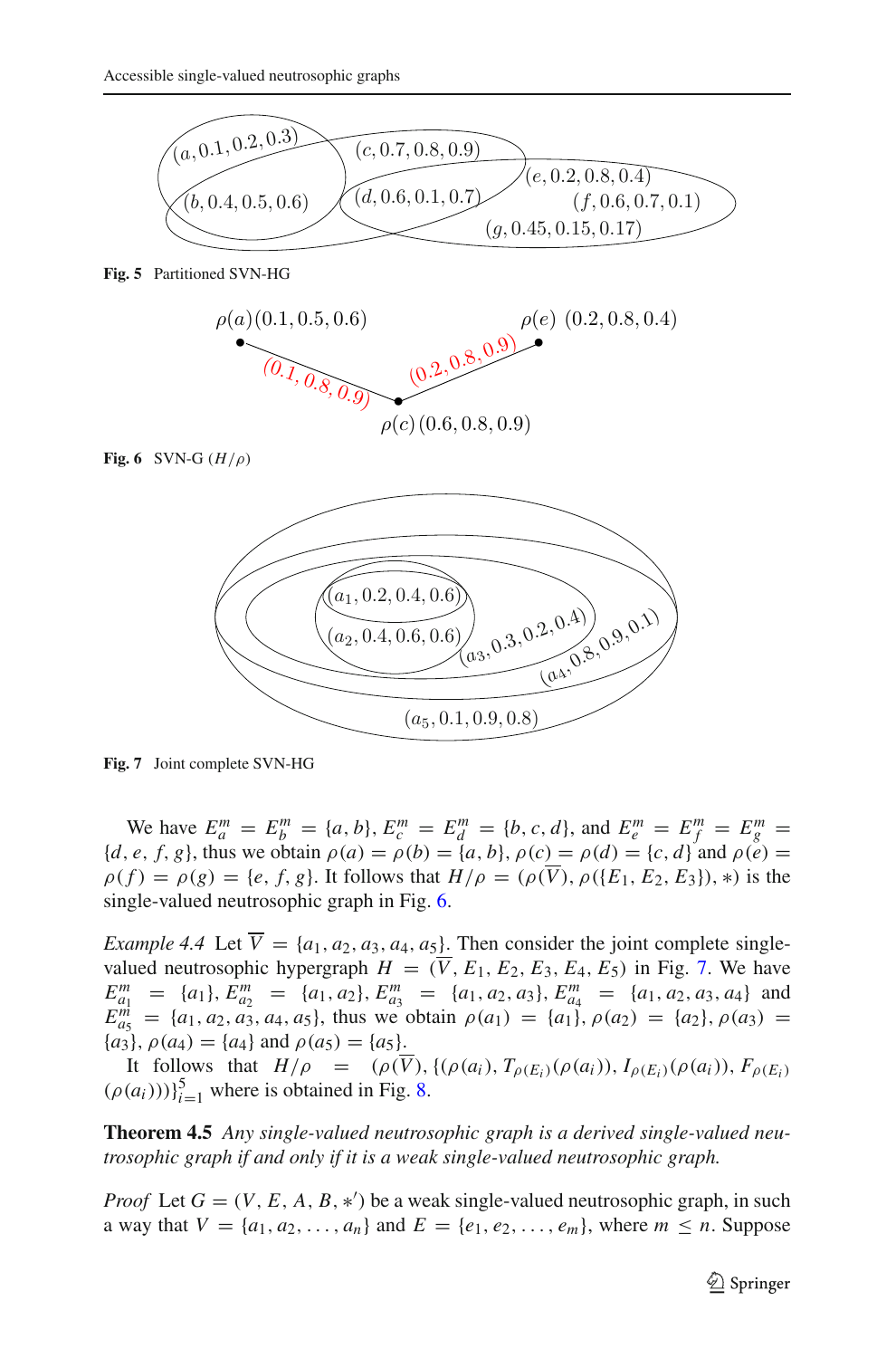Fig. 5 Partitioned SVN-HG

Fig. 6 SVN-G $(H/\rho)$

Fig. 7 Joint complete SVN-HG

We have $E_a^m = E_b^m = \{a, b\}$, $E_c^m = E_d^m = \{b, c, d\}$, and $E_e^m = E_f^m = E_g^m = \{d, e, f, g\}$, thus we obtain $\rho(a) = \rho(b) = \{a, b\}$, $\rho(c) = \rho(d) = \{c, d\}$ and $\rho(e) = \rho(f) = \rho(g) = \{e, f, g\}$. It follows that $H/\rho = (\rho(\overline{V}), \rho(\{E_1, E_2, E_3\}), *)$ is the single-valued neutrosophic graph in Fig. 6.

*Example 4.4* Let $\overline{V} = \{a_1, a_2, a_3, a_4, a_5\}$. Then consider the joint complete single-valued neutrosophic hypergraph $H = (\overline{V}, E_1, E_2, E_3, E_4, E_5)$ in Fig. 7. We have $E_{a_1}^m = \{a_1\}$, $E_{a_2}^m = \{a_1, a_2\}$, $E_{a_3}^m = \{a_1, a_2, a_3\}$, $E_{a_4}^m = \{a_1, a_2, a_3, a_4\}$ and $E_{a_5}^m = \{a_1, a_2, a_3, a_4, a_5\}$, thus we obtain $\rho(a_1) = \{a_1\}$, $\rho(a_2) = \{a_2\}$, $\rho(a_3) = \{a_3\}$, $\rho(a_4) = \{a_4\}$ and $\rho(a_5) = \{a_5\}$.

It follows that $H/\rho = (\rho(\overline{V}), \{(\rho(a_i), T_{\rho(E_i)}(\rho(a_i)), I_{\rho(E_i)}(\rho(a_i)), F_{\rho(E_i)}(\rho(a_i)))\}_{i=1}^{5}$ where is obtained in Fig. 8.

**Theorem 4.5** *Any single-valued neutrosophic graph is a derived single-valued neutrosophic graph if and only if it is a weak single-valued neutrosophic graph.*

*Proof* Let $G = (V, E, A, B, *')$ be a weak single-valued neutrosophic graph, in such a way that $V = \{a_1, a_2, \ldots, a_n\}$ and $E = \{e_1, e_2, \ldots, e_m\}$, where $m \leq n$. Suppose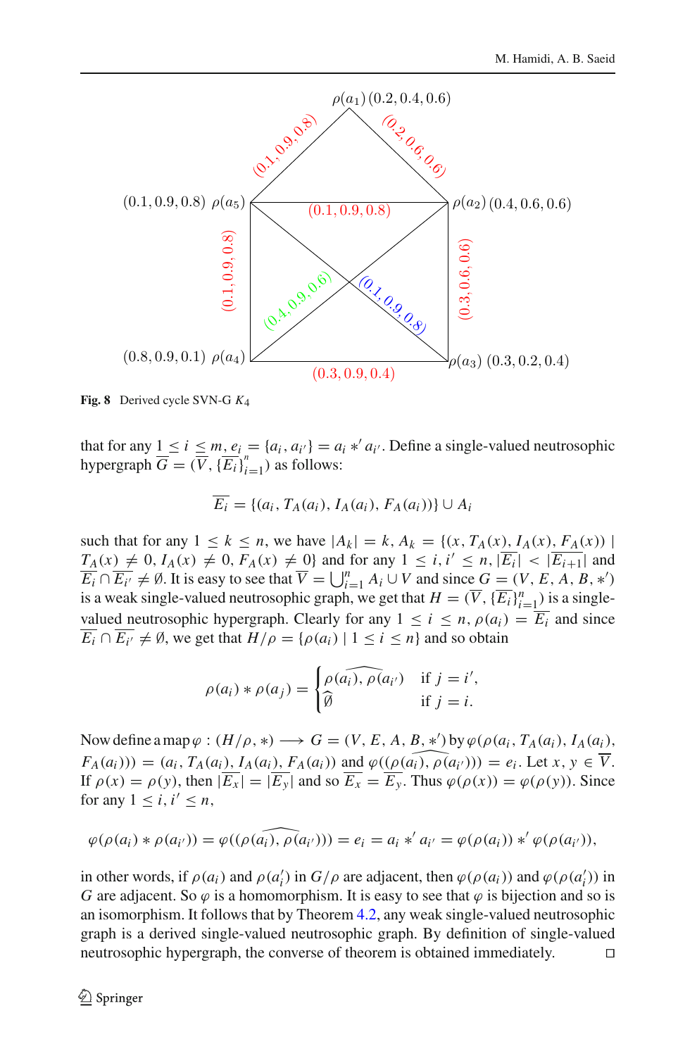Fig. 8 Derived cycle SVN-G $K_4$

that for any $1 \leq i \leq m$, $e_i = \{a_i, a_{i'}\} = a_i *' a_{i'}$. Define a single-valued neutrosophic hypergraph $\overline{G} = (\overline{V}, \{\overline{E_i}\}_{i=1}^{n})$ as follows:

$$\overline{E_i} = \{(a_i, T_A(a_i), I_A(a_i), F_A(a_i))\} \cup A_i$$

such that for any $1 \leq k \leq n$, we have $|A_k| = k$, $A_k = \{(x, T_A(x), I_A(x), F_A(x)) \mid T_A(x) \neq 0, I_A(x) \neq 0, F_A(x) \neq 0\}$ and for any $1 \leq i, i' \leq n$, $|\overline{E_i}| < |\overline{E_{i+1}}|$ and $\overline{E_i} \cap \overline{E_{i'}} \neq \emptyset$. It is easy to see that $\overline{V} = \bigcup_{i=1}^{n} A_i \cup V$ and since $G = (V, E, A, B, *')$ is a weak single-valued neutrosophic graph, we get that $H = (\overline{V}, \{\overline{E_i}\}_{i=1}^{n})$ is a single-valued neutrosophic hypergraph. Clearly for any $1 \leq i \leq n$, $\rho(a_i) = \overline{E_i}$ and since $\overline{E_i} \cap \overline{E_{i'}} \neq \emptyset$, we get that $H/\rho = \{\rho(a_i) \mid 1 \leq i \leq n\}$ and so obtain

$$\rho(a_i) * \rho(a_j) = \begin{cases} \widehat{\rho(a_i), \rho(a_{i'})} & \text{if } j = i', \\ \widehat{\emptyset} & \text{if } j = i. \end{cases}$$

Now define a map $\varphi : (H/\rho, *) \longrightarrow G = (V, E, A, B, *')$ by $\varphi(\rho(a_i, T_A(a_i), I_A(a_i), F_A(a_i))) = (a_i, T_A(a_i), I_A(a_i), F_A(a_i))$ and $\varphi((\widehat{\rho(a_i), \rho(a_{i'})})) = e_i$. Let $x, y \in \overline{V}$. If $\rho(x) = \rho(y)$, then $|\overline{E_x}| = |\overline{E_y}|$ and so $\overline{E_x} = \overline{E_y}$. Thus $\varphi(\rho(x)) = \varphi(\rho(y))$. Since for any $1 \leq i, i' \leq n$,

$$\varphi(\rho(a_i) * \rho(a_{i'})) = \varphi((\widehat{\rho(a_i), \rho(a_{i'})})) = e_i = a_i *' a_{i'} = \varphi(\rho(a_i)) *' \varphi(\rho(a_{i'})),$$

in other words, if $\rho(a_i)$ and $\rho(a_i')$ in $G/\rho$ are adjacent, then $\varphi(\rho(a_i))$ and $\varphi(\rho(a_i'))$ in $G$ are adjacent. So $\varphi$ is a homomorphism. It is easy to see that $\varphi$ is bijection and so is an isomorphism. It follows that by Theorem 4.2, any weak single-valued neutrosophic graph is a derived single-valued neutrosophic graph. By definition of single-valued neutrosophic hypergraph, the converse of theorem is obtained immediately. □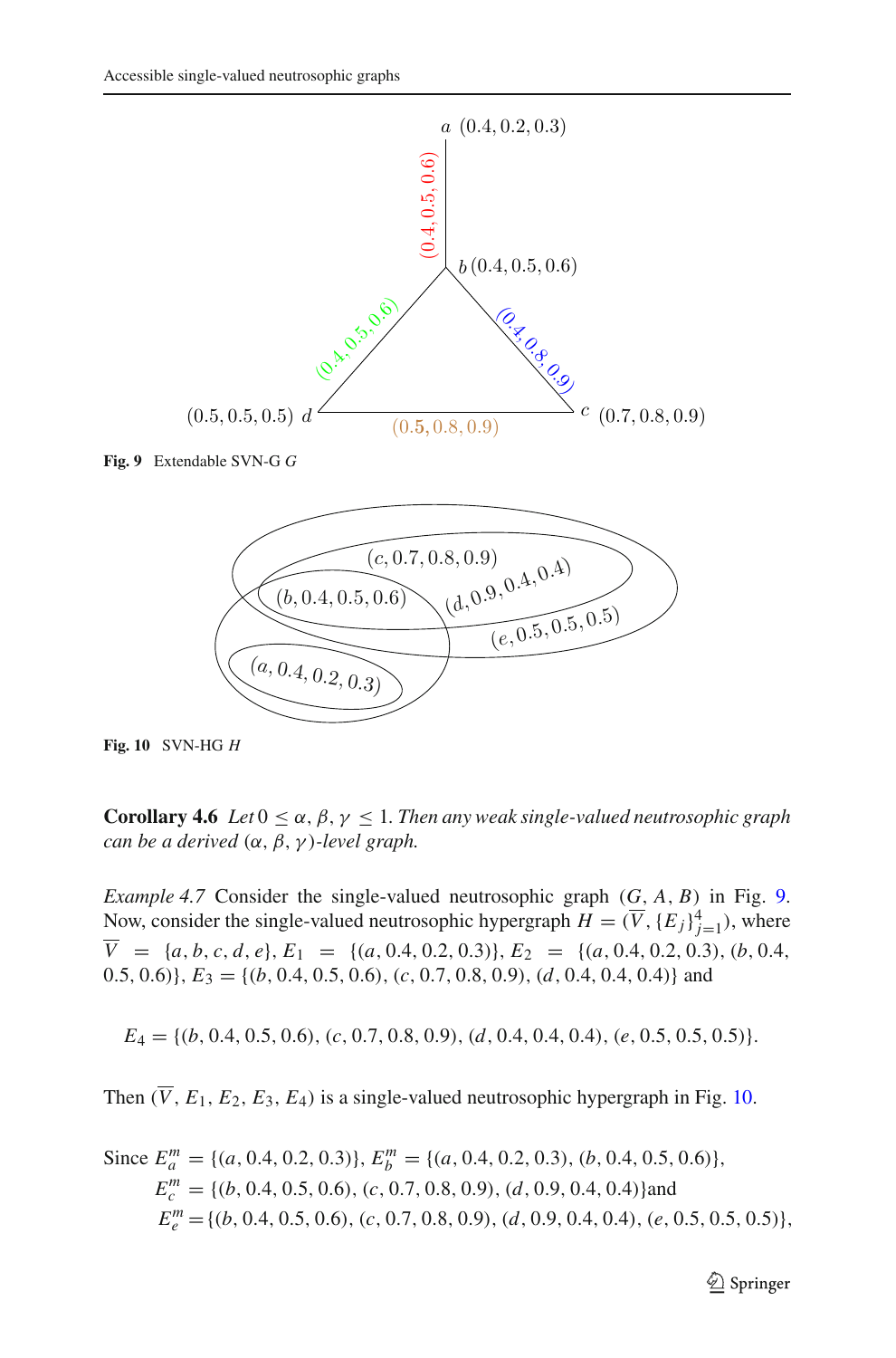Fig. 9 Extendable SVN-G $G$

Fig. 10 SVN-HG $H$

**Corollary 4.6** *Let* $0 \leq \alpha, \beta, \gamma \leq 1$. *Then any weak single-valued neutrosophic graph can be a derived* $(\alpha, \beta, \gamma)$*-level graph.*

*Example 4.7* Consider the single-valued neutrosophic graph $(G, A, B)$ in Fig. 9. Now, consider the single-valued neutrosophic hypergraph $H = (\overline{V}, \{E_j\}_{j=1}^{4})$, where $\overline{V} = \{a, b, c, d, e\}$, $E_1 = \{(a, 0.4, 0.2, 0.3)\}$, $E_2 = \{(a, 0.4, 0.2, 0.3), (b, 0.4, 0.5, 0.6)\}$, $E_3 = \{(b, 0.4, 0.5, 0.6), (c, 0.7, 0.8, 0.9), (d, 0.4, 0.4, 0.4)\}$ and

$$E_4 = \{(b, 0.4, 0.5, 0.6), (c, 0.7, 0.8, 0.9), (d, 0.4, 0.4, 0.4), (e, 0.5, 0.5, 0.5)\}.$$

Then $(\overline{V}, E_1, E_2, E_3, E_4)$ is a single-valued neutrosophic hypergraph in Fig. 10.

Since $E_a^m = \{(a, 0.4, 0.2, 0.3)\}$, $E_b^m = \{(a, 0.4, 0.2, 0.3), (b, 0.4, 0.5, 0.6)\}$,
$E_c^m = \{(b, 0.4, 0.5, 0.6), (c, 0.7, 0.8, 0.9), (d, 0.9, 0.4, 0.4)\}$and
$E_e^m = \{(b, 0.4, 0.5, 0.6), (c, 0.7, 0.8, 0.9), (d, 0.9, 0.4, 0.4), (e, 0.5, 0.5, 0.5)\}$,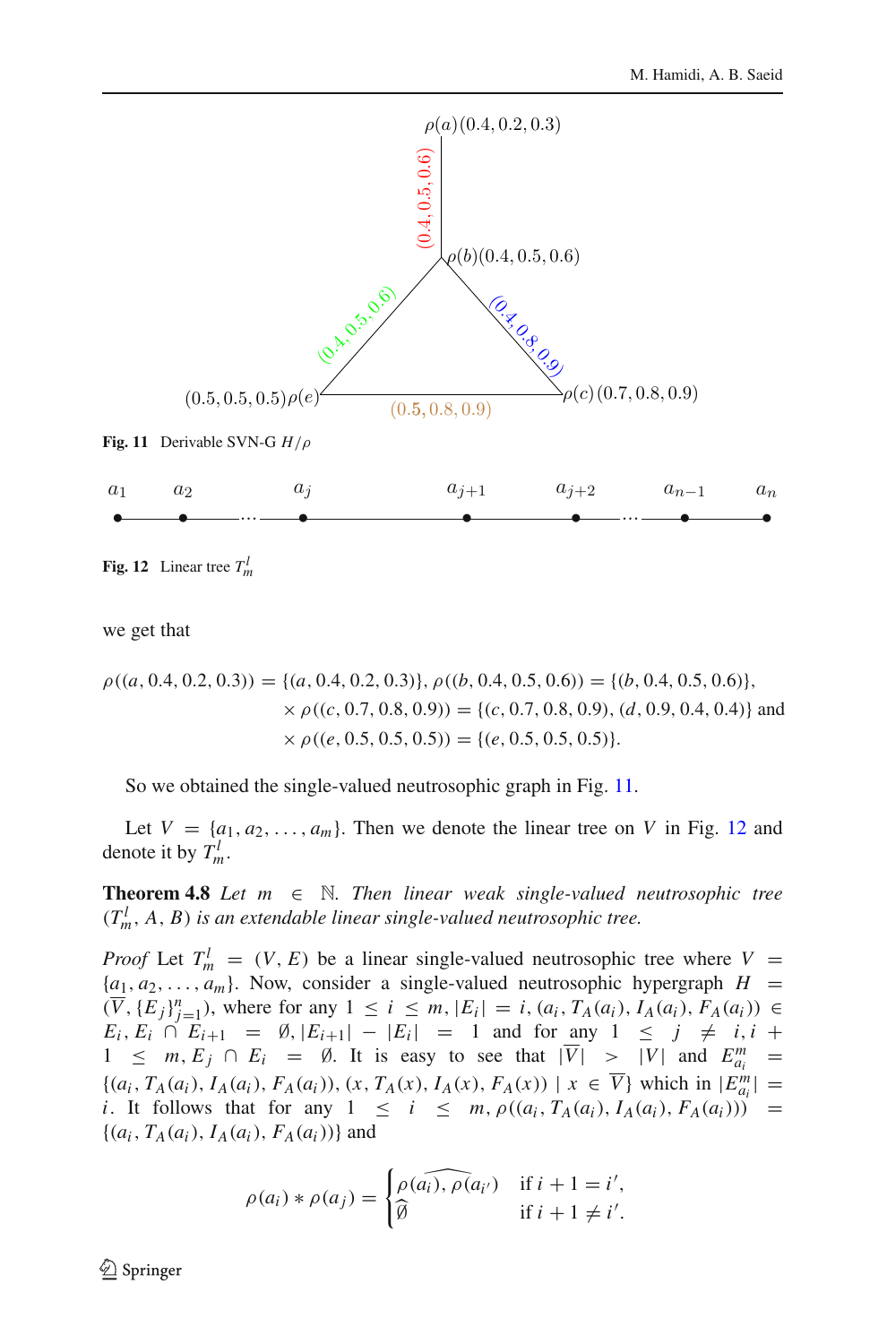**Fig. 11** Derivable SVN-G $H/\rho$

**Fig. 12** Linear tree $T^l_m$

we get that

$$\rho((a,0.4,0.2,0.3)) = \{(a,0.4,0.2,0.3)\}, \rho((b,0.4,0.5,0.6)) = \{(b,0.4,0.5,0.6)\},$$
$$\times\, \rho((c,0.7,0.8,0.9)) = \{(c,0.7,0.8,0.9),(d,0.9,0.4,0.4)\} \text{ and}$$
$$\times\, \rho((e,0.5,0.5,0.5)) = \{(e,0.5,0.5,0.5)\}.$$

So we obtained the single-valued neutrosophic graph in Fig. 11.

Let $V = \{a_1, a_2, \ldots, a_m\}$. Then we denote the linear tree on $V$ in Fig. 12 and denote it by $T^l_m$.

**Theorem 4.8** *Let $m \in \mathbb{N}$. Then linear weak single-valued neutrosophic tree $(T^l_m, A, B)$ is an extendable linear single-valued neutrosophic tree.*

*Proof* Let $T^l_m = (V, E)$ be a linear single-valued neutrosophic tree where $V = \{a_1, a_2, \ldots, a_m\}$. Now, consider a single-valued neutrosophic hypergraph $H = (\overline{V}, \{E_j\}_{j=1}^n)$, where for any $1 \leq i \leq m, |E_i| = i, (a_i, T_A(a_i), I_A(a_i), F_A(a_i)) \in E_i, E_i \cap E_{i+1} = \emptyset, |E_{i+1}| - |E_i| = 1$ and for any $1 \leq j \neq i, i+1 \leq m, E_j \cap E_i = \emptyset$. It is easy to see that $|\overline{V}| > |V|$ and $E^m_{a_i} = \{(a_i, T_A(a_i), I_A(a_i), F_A(a_i)), (x, T_A(x), I_A(x), F_A(x)) \mid x \in \overline{V}\}$ which in $|E^m_{a_i}| = i$. It follows that for any $1 \leq i \leq m, \rho((a_i, T_A(a_i), I_A(a_i), F_A(a_i))) = \{(a_i, T_A(a_i), I_A(a_i), F_A(a_i))\}$ and

$$\rho(a_i) * \rho(a_j) = \begin{cases} \widehat{\rho(a_i), \rho(a_{i'})} & \text{if } i+1 = i', \\ \widehat{\emptyset} & \text{if } i+1 \neq i'. \end{cases}$$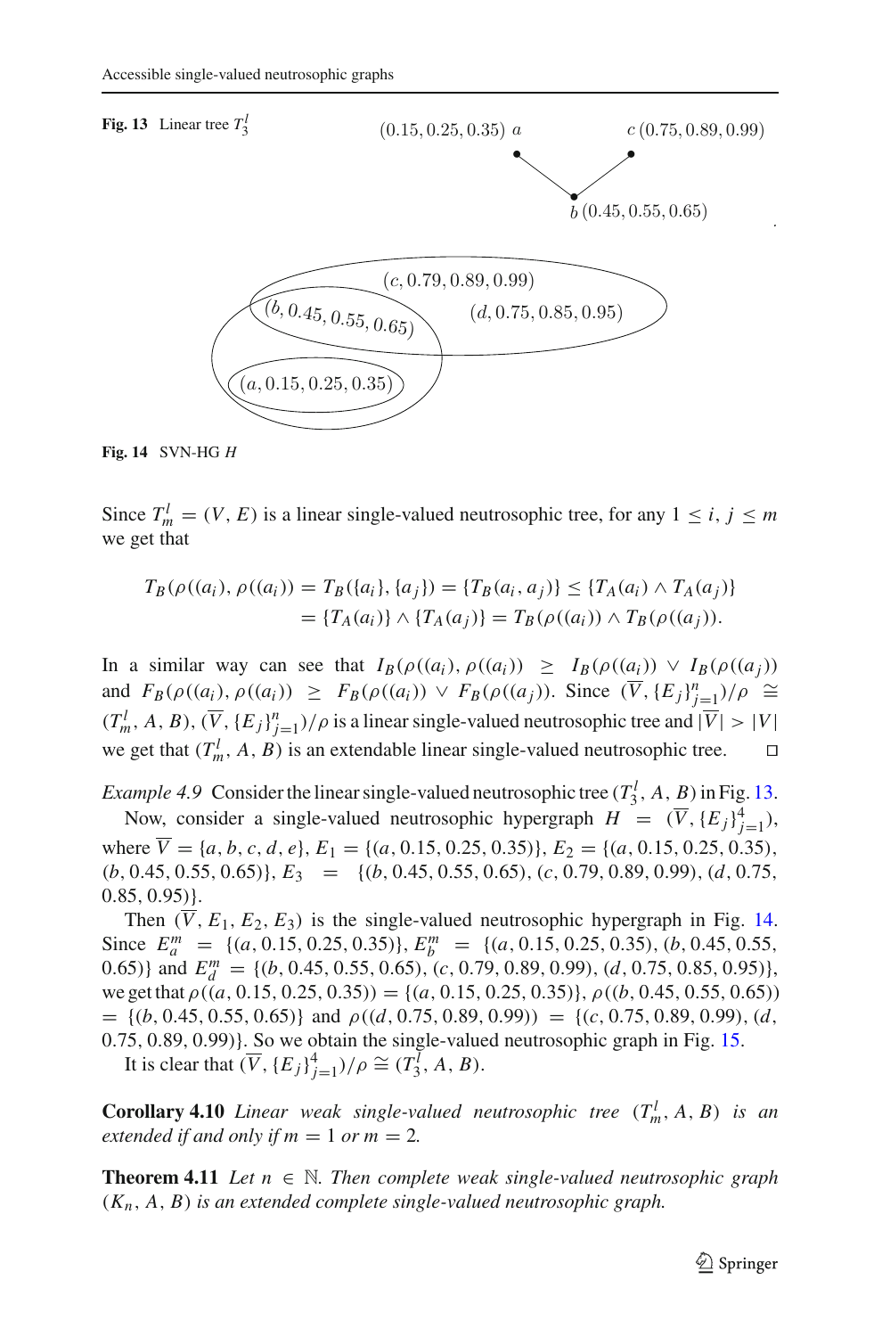**Fig. 13** Linear tree $T_3^l$

**Fig. 14** SVN-HG $H$

Since $T_m^l = (V, E)$ is a linear single-valued neutrosophic tree, for any $1 \leq i, j \leq m$ we get that

$$T_B(\rho((a_i), \rho((a_i)) = T_B(\{a_i\}, \{a_j\}) = \{T_B(a_i, a_j)\} \leq \{T_A(a_i) \wedge T_A(a_j)\}$$
$$= \{T_A(a_i)\} \wedge \{T_A(a_j)\} = T_B(\rho((a_i)) \wedge T_B(\rho((a_j)).$$

In a similar way can see that $I_B(\rho((a_i), \rho((a_i)) \geq I_B(\rho((a_i)) \vee I_B(\rho((a_j))$ and $F_B(\rho((a_i), \rho((a_i)) \geq F_B(\rho((a_i)) \vee F_B(\rho((a_j))$. Since $(\overline{V}, \{E_j\}_{j=1}^n)/\rho \cong (T_m^l, A, B)$, $(\overline{V}, \{E_j\}_{j=1}^n)/\rho$ is a linear single-valued neutrosophic tree and $|\overline{V}| > |V|$ we get that $(T_m^l, A, B)$ is an extendable linear single-valued neutrosophic tree. $\square$

*Example 4.9* Consider the linear single-valued neutrosophic tree $(T_3^l, A, B)$ in Fig. 13.

Now, consider a single-valued neutrosophic hypergraph $H = (\overline{V}, \{E_j\}_{j=1}^4)$, where $\overline{V} = \{a, b, c, d, e\}$, $E_1 = \{(a, 0.15, 0.25, 0.35)\}$, $E_2 = \{(a, 0.15, 0.25, 0.35), (b, 0.45, 0.55, 0.65)\}$, $E_3 = \{(b, 0.45, 0.55, 0.65), (c, 0.79, 0.89, 0.99), (d, 0.75, 0.85, 0.95)\}$.

Then $(\overline{V}, E_1, E_2, E_3)$ is the single-valued neutrosophic hypergraph in Fig. 14. Since $E_a^m = \{(a, 0.15, 0.25, 0.35)\}$, $E_b^m = \{(a, 0.15, 0.25, 0.35), (b, 0.45, 0.55, 0.65)\}$ and $E_d^m = \{(b, 0.45, 0.55, 0.65), (c, 0.79, 0.89, 0.99), (d, 0.75, 0.85, 0.95)\}$, we get that $\rho((a, 0.15, 0.25, 0.35)) = \{(a, 0.15, 0.25, 0.35)\}$, $\rho((b, 0.45, 0.55, 0.65)) = \{(b, 0.45, 0.55, 0.65)\}$ and $\rho((d, 0.75, 0.89, 0.99)) = \{(c, 0.75, 0.89, 0.99), (d, 0.75, 0.89, 0.99)\}$. So we obtain the single-valued neutrosophic graph in Fig. 15.

It is clear that $(\overline{V}, \{E_j\}_{j=1}^4)/\rho \cong (T_3^l, A, B)$.

**Corollary 4.10** *Linear weak single-valued neutrosophic tree $(T_m^l, A, B)$ is an extended if and only if $m = 1$ or $m = 2$.*

**Theorem 4.11** *Let $n \in \mathbb{N}$. Then complete weak single-valued neutrosophic graph $(K_n, A, B)$ is an extended complete single-valued neutrosophic graph.*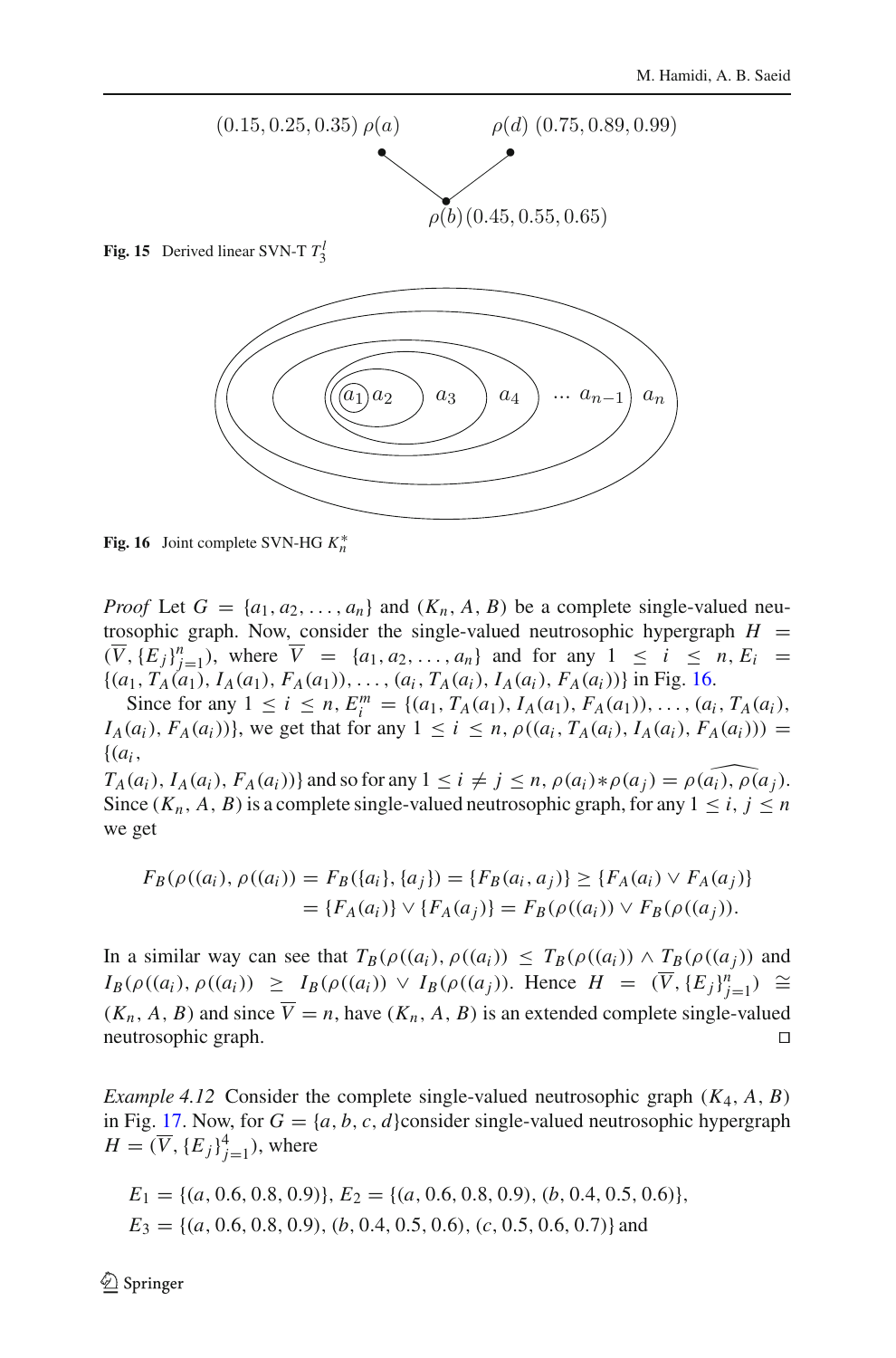**Fig. 15** Derived linear SVN-T $T_3^l$

**Fig. 16** Joint complete SVN-HG $K_n^*$

*Proof* Let $G = \{a_1, a_2, \ldots, a_n\}$ and $(K_n, A, B)$ be a complete single-valued neutrosophic graph. Now, consider the single-valued neutrosophic hypergraph $H = (\overline{V}, \{E_j\}_{j=1}^n)$, where $\overline{V} = \{a_1, a_2, \ldots, a_n\}$ and for any $1 \leq i \leq n, E_i = \{(a_1, T_A(a_1), I_A(a_1), F_A(a_1)), \ldots, (a_i, T_A(a_i), I_A(a_i), F_A(a_i))\}$ in Fig. 16.

Since for any $1 \leq i \leq n, E_i^m = \{(a_1, T_A(a_1), I_A(a_1), F_A(a_1)), \ldots, (a_i, T_A(a_i), I_A(a_i), F_A(a_i))\}$, we get that for any $1 \leq i \leq n$, $\rho((a_i, T_A(a_i), I_A(a_i), F_A(a_i))) = \{(a_i, T_A(a_i), I_A(a_i), F_A(a_i))\}$ and so for any $1 \leq i \neq j \leq n$, $\rho(a_i) * \rho(a_j) = \widehat{\rho(a_i), \rho(a_j)}$. Since $(K_n, A, B)$ is a complete single-valued neutrosophic graph, for any $1 \leq i, j \leq n$ we get

$$
\begin{aligned}
F_B(\rho((a_i), \rho((a_i)) &= F_B(\{a_i\}, \{a_j\}) = \{F_B(a_i, a_j)\} \geq \{F_A(a_i) \vee F_A(a_j)\} \\
&= \{F_A(a_i)\} \vee \{F_A(a_j)\} = F_B(\rho((a_i)) \vee F_B(\rho((a_j)).
\end{aligned}
$$

In a similar way can see that $T_B(\rho((a_i), \rho((a_i)) \leq T_B(\rho((a_i)) \wedge T_B(\rho((a_j))$ and $I_B(\rho((a_i), \rho((a_i)) \geq I_B(\rho((a_i)) \vee I_B(\rho((a_j))$. Hence $H = (\overline{V}, \{E_j\}_{j=1}^n) \cong (K_n, A, B)$ and since $\overline{V} = n$, have $(K_n, A, B)$ is an extended complete single-valued neutrosophic graph. □

*Example 4.12* Consider the complete single-valued neutrosophic graph $(K_4, A, B)$ in Fig. 17. Now, for $G = \{a, b, c, d\}$consider single-valued neutrosophic hypergraph $H = (\overline{V}, \{E_j\}_{j=1}^4)$, where

$$
\begin{aligned}
&E_1 = \{(a, 0.6, 0.8, 0.9)\}, E_2 = \{(a, 0.6, 0.8, 0.9), (b, 0.4, 0.5, 0.6)\}, \\
&E_3 = \{(a, 0.6, 0.8, 0.9), (b, 0.4, 0.5, 0.6), (c, 0.5, 0.6, 0.7)\} \text{ and}
\end{aligned}
$$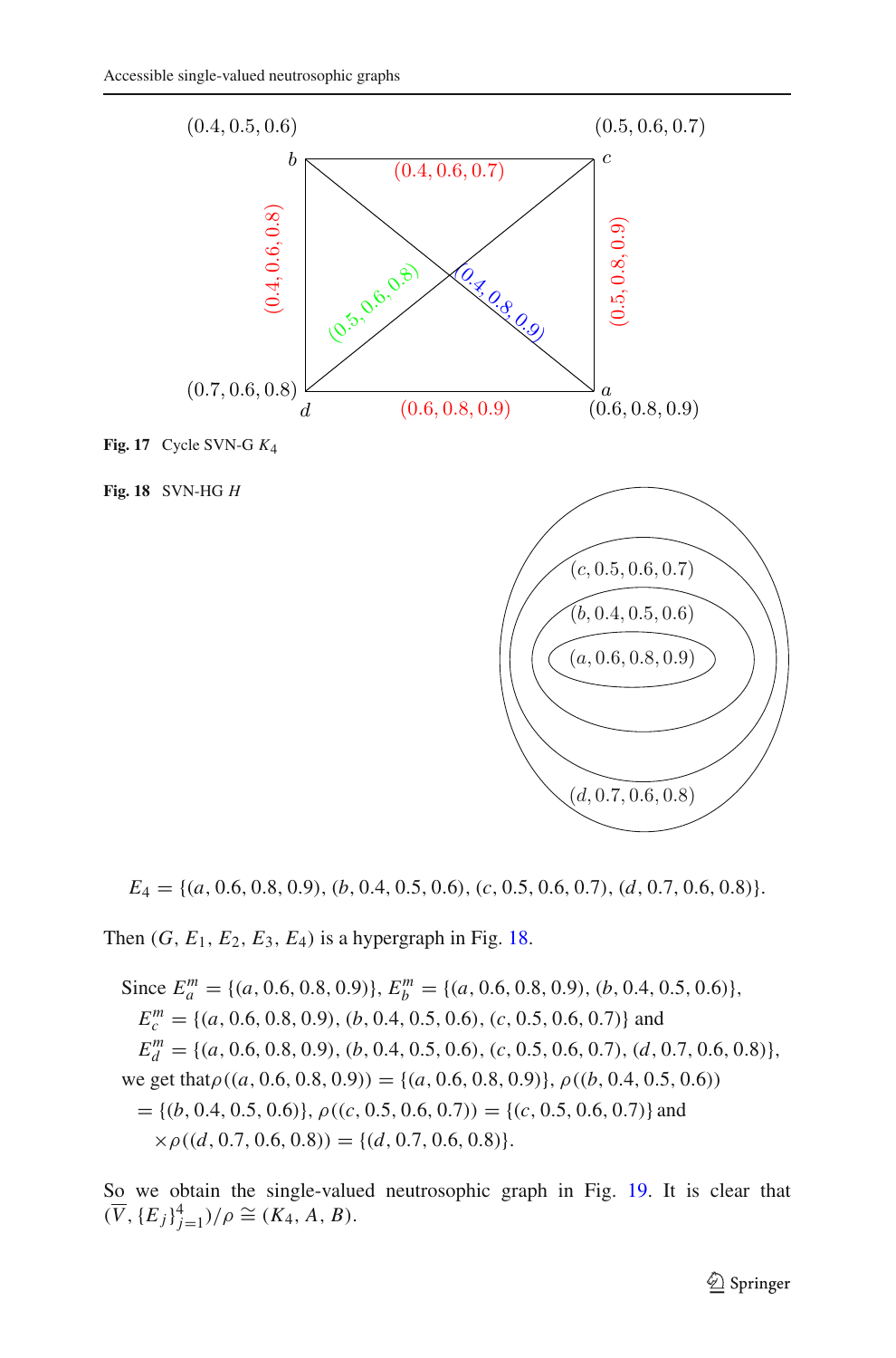Fig. 17 Cycle SVN-G $K_4$

Fig. 18 SVN-HG $H$

$$E_4 = \{(a, 0.6, 0.8, 0.9), (b, 0.4, 0.5, 0.6), (c, 0.5, 0.6, 0.7), (d, 0.7, 0.6, 0.8)\}.$$

Then $(G, E_1, E_2, E_3, E_4)$ is a hypergraph in Fig. 18.

Since $E_a^m = \{(a, 0.6, 0.8, 0.9)\}$, $E_b^m = \{(a, 0.6, 0.8, 0.9), (b, 0.4, 0.5, 0.6)\}$,
$E_c^m = \{(a, 0.6, 0.8, 0.9), (b, 0.4, 0.5, 0.6), (c, 0.5, 0.6, 0.7)\}$ and
$E_d^m = \{(a, 0.6, 0.8, 0.9), (b, 0.4, 0.5, 0.6), (c, 0.5, 0.6, 0.7), (d, 0.7, 0.6, 0.8)\}$,
we get that $\rho((a, 0.6, 0.8, 0.9)) = \{(a, 0.6, 0.8, 0.9)\}$, $\rho((b, 0.4, 0.5, 0.6))$
$= \{(b, 0.4, 0.5, 0.6)\}$, $\rho((c, 0.5, 0.6, 0.7)) = \{(c, 0.5, 0.6, 0.7)\}$ and
$\times \rho((d, 0.7, 0.6, 0.8)) = \{(d, 0.7, 0.6, 0.8)\}$.

So we obtain the single-valued neutrosophic graph in Fig. 19. It is clear that $(\overline{V}, \{E_j\}_{j=1}^{4})/\rho \cong (K_4, A, B)$.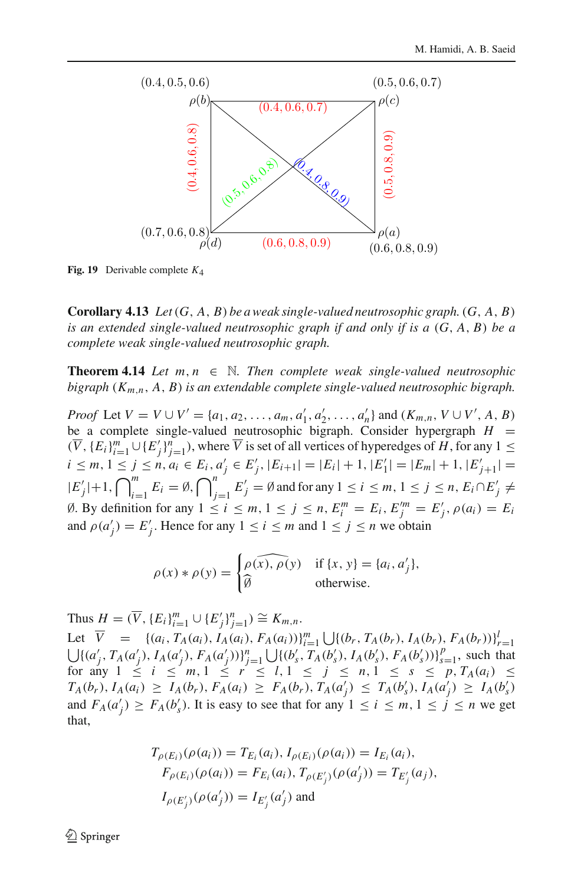Fig. 19 Derivable complete $K_4$

**Corollary 4.13** *Let $(G, A, B)$ be a weak single-valued neutrosophic graph. $(G, A, B)$ is an extended single-valued neutrosophic graph if and only if is a $(G, A, B)$ be a complete weak single-valued neutrosophic graph.*

**Theorem 4.14** *Let $m, n \in \mathbb{N}$. Then complete weak single-valued neutrosophic bigraph $(K_{m,n}, A, B)$ is an extendable complete single-valued neutrosophic bigraph.*

*Proof* Let $V = V \cup V' = \{a_1, a_2, \ldots, a_m, a'_1, a'_2, \ldots, a'_n\}$ and $(K_{m,n}, V \cup V', A, B)$ be a complete single-valued neutrosophic bigraph. Consider hypergraph $H = (\overline{V}, \{E_i\}_{i=1}^m \cup \{E'_j\}_{j=1}^n)$, where $\overline{V}$ is set of all vertices of hyperedges of $H$, for any $1 \leq i \leq m, 1 \leq j \leq n, a_i \in E_i, a'_j \in E'_j, |E_{i+1}| = |E_i| + 1, |E'_1| = |E_m| + 1, |E'_{j+1}| = |E'_j| + 1, \bigcap_{i=1}^m E_i = \emptyset, \bigcap_{j=1}^n E'_j = \emptyset$ and for any $1 \leq i \leq m, 1 \leq j \leq n, E_i \cap E'_j \neq \emptyset$. By definition for any $1 \leq i \leq m, 1 \leq j \leq n, E_i^m = E_i, E_j'^m = E'_j, \rho(a_i) = E_i$ and $\rho(a'_j) = E'_j$. Hence for any $1 \leq i \leq m$ and $1 \leq j \leq n$ we obtain

$$\rho(x) * \rho(y) = \begin{cases} \widehat{\rho(x), \rho(y)} & \text{if } \{x, y\} = \{a_i, a'_j\}, \\ \widehat{\emptyset} & \text{otherwise.} \end{cases}$$

Thus $H = (\overline{V}, \{E_i\}_{i=1}^m \cup \{E'_j\}_{j=1}^n) \cong K_{m,n}$.

Let $\overline{V} = \{(a_i, T_A(a_i), I_A(a_i), F_A(a_i))\}_{i=1}^m \bigcup \{(b_r, T_A(b_r), I_A(b_r), F_A(b_r))\}_{r=1}^l \bigcup \{(a'_j, T_A(a'_j), I_A(a'_j), F_A(a'_j))\}_{j=1}^n \bigcup \{(b'_s, T_A(b'_s), I_A(b'_s), F_A(b'_s))\}_{s=1}^p$, such that for any $1 \leq i \leq m, 1 \leq r \leq l, 1 \leq j \leq n, 1 \leq s \leq p, T_A(a_i) \leq T_A(b_r), I_A(a_i) \geq I_A(b_r), F_A(a_i) \geq F_A(b_r), T_A(a'_j) \leq T_A(b'_s), I_A(a'_j) \geq I_A(b'_s)$ and $F_A(a'_j) \geq F_A(b'_s)$. It is easy to see that for any $1 \leq i \leq m, 1 \leq j \leq n$ we get that,

$$\begin{aligned} &T_{\rho(E_i)}(\rho(a_i)) = T_{E_i}(a_i), I_{\rho(E_i)}(\rho(a_i)) = I_{E_i}(a_i), \\ &F_{\rho(E_i)}(\rho(a_i)) = F_{E_i}(a_i), T_{\rho(E'_j)}(\rho(a'_j)) = T_{E'_j}(a_j), \\ &I_{\rho(E'_j)}(\rho(a'_j)) = I_{E'_j}(a'_j) \text{ and} \end{aligned}$$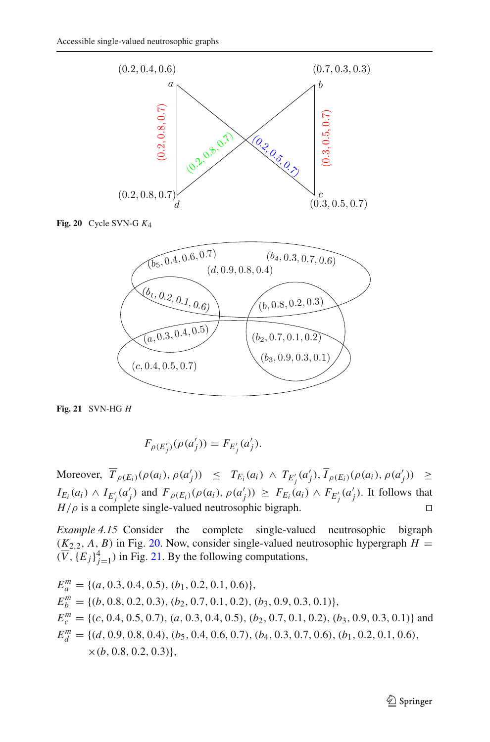Fig. 20 Cycle SVN-G $K_4$

Fig. 21 SVN-HG $H$

$$F_{\rho(E'_j)}(\rho(a'_j)) = F_{E'_j}(a'_j).$$

Moreover, $\overline{T}_{\rho(E_i)}(\rho(a_i), \rho(a'_j)) \leq T_{E_i}(a_i) \wedge T_{E'_j}(a'_j), \overline{I}_{\rho(E_i)}(\rho(a_i), \rho(a'_j)) \geq I_{E_i}(a_i) \wedge I_{E'_j}(a'_j)$ and $\overline{F}_{\rho(E_i)}(\rho(a_i), \rho(a'_j)) \geq F_{E_i}(a_i) \wedge F_{E'_j}(a'_j)$. It follows that $H/\rho$ is a complete single-valued neutrosophic bigraph. $\square$

*Example 4.15* Consider the complete single-valued neutrosophic bigraph $(K_{2,2}, A, B)$ in Fig. 20. Now, consider single-valued neutrosophic hypergraph $H = (\overline{V}, \{E_j\}_{j=1}^4)$ in Fig. 21. By the following computations,

$$E_a^m = \{(a, 0.3, 0.4, 0.5), (b_1, 0.2, 0.1, 0.6)\},$$
$$E_b^m = \{(b, 0.8, 0.2, 0.3), (b_2, 0.7, 0.1, 0.2), (b_3, 0.9, 0.3, 0.1)\},$$
$$E_c^m = \{(c, 0.4, 0.5, 0.7), (a, 0.3, 0.4, 0.5), (b_2, 0.7, 0.1, 0.2), (b_3, 0.9, 0.3, 0.1)\}$$ and
$$E_d^m = \{(d, 0.9, 0.8, 0.4), (b_5, 0.4, 0.6, 0.7), (b_4, 0.3, 0.7, 0.6), (b_1, 0.2, 0.1, 0.6), \times (b, 0.8, 0.2, 0.3)\},$$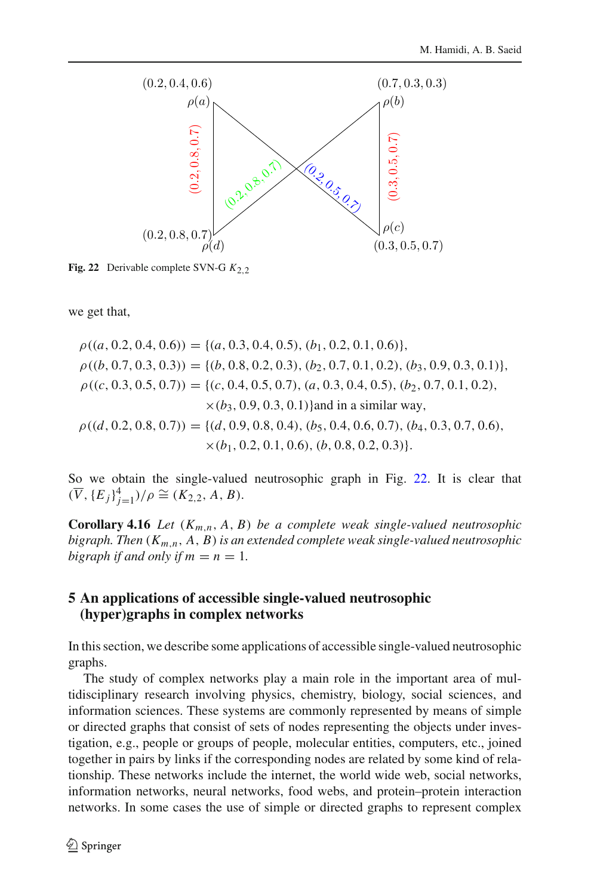(0.2, 0.4, 0.6)

$\rho(a)$

(0.7, 0.3, 0.3)

$\rho(b)$

(0.2, 0.8, 0.7)

(0.2, 0.8, 0.7)

(0.2, 0.5, 0.7)

(0.3, 0.5, 0.7)

(0.2, 0.8, 0.7)

$\rho(d)$

$\rho(c)$

(0.3, 0.5, 0.7)

**Fig. 22** Derivable complete SVN-G $K_{2,2}$

we get that,

$$
\begin{aligned}
\rho((a, 0.2, 0.4, 0.6)) &= \{(a, 0.3, 0.4, 0.5), (b_1, 0.2, 0.1, 0.6)\},\\
\rho((b, 0.7, 0.3, 0.3)) &= \{(b, 0.8, 0.2, 0.3), (b_2, 0.7, 0.1, 0.2), (b_3, 0.9, 0.3, 0.1)\},\\
\rho((c, 0.3, 0.5, 0.7)) &= \{(c, 0.4, 0.5, 0.7), (a, 0.3, 0.4, 0.5), (b_2, 0.7, 0.1, 0.2),\\
&\quad \times (b_3, 0.9, 0.3, 0.1)\} \text{and in a similar way},\\
\rho((d, 0.2, 0.8, 0.7)) &= \{(d, 0.9, 0.8, 0.4), (b_5, 0.4, 0.6, 0.7), (b_4, 0.3, 0.7, 0.6),\\
&\quad \times (b_1, 0.2, 0.1, 0.6), (b, 0.8, 0.2, 0.3)\}.
\end{aligned}
$$

So we obtain the single-valued neutrosophic graph in Fig. 22. It is clear that $(\overline{V}, \{E_j\}_{j=1}^{4})/\rho \cong (K_{2,2}, A, B)$.

**Corollary 4.16** *Let $(K_{m,n}, A, B)$ be a complete weak single-valued neutrosophic bigraph. Then $(K_{m,n}, A, B)$ is an extended complete weak single-valued neutrosophic bigraph if and only if $m = n = 1$.*

## 5 An applications of accessible single-valued neutrosophic (hyper)graphs in complex networks

In this section, we describe some applications of accessible single-valued neutrosophic graphs.

The study of complex networks play a main role in the important area of multidisciplinary research involving physics, chemistry, biology, social sciences, and information sciences. These systems are commonly represented by means of simple or directed graphs that consist of sets of nodes representing the objects under investigation, e.g., people or groups of people, molecular entities, computers, etc., joined together in pairs by links if the corresponding nodes are related by some kind of relationship. These networks include the internet, the world wide web, social networks, information networks, neural networks, food webs, and protein–protein interaction networks. In some cases the use of simple or directed graphs to represent complex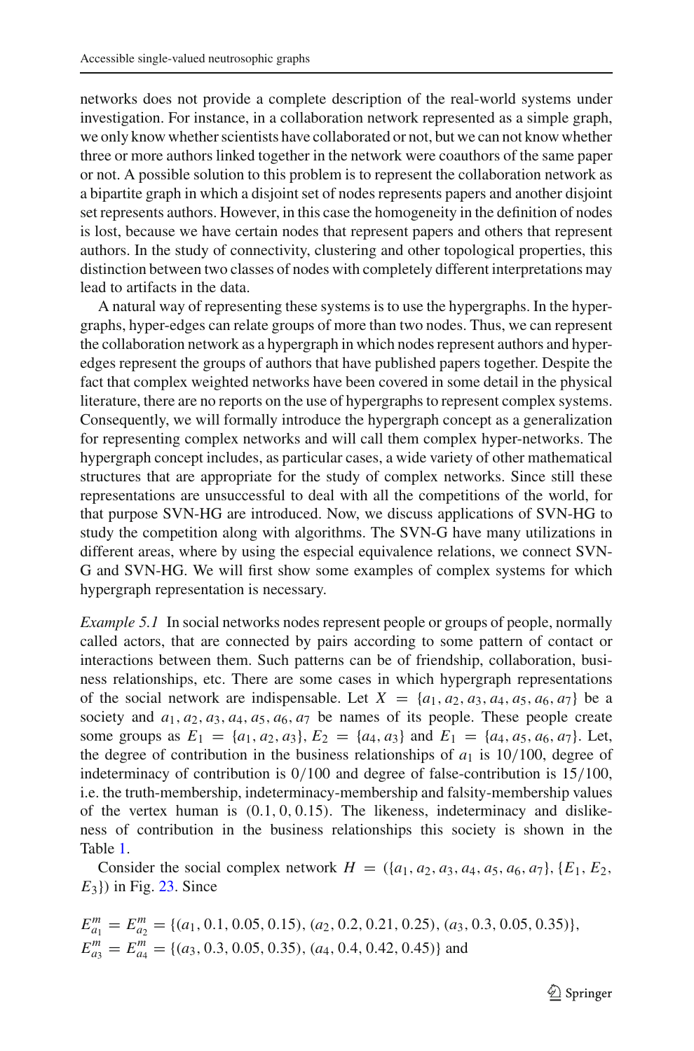networks does not provide a complete description of the real-world systems under investigation. For instance, in a collaboration network represented as a simple graph, we only know whether scientists have collaborated or not, but we can not know whether three or more authors linked together in the network were coauthors of the same paper or not. A possible solution to this problem is to represent the collaboration network as a bipartite graph in which a disjoint set of nodes represents papers and another disjoint set represents authors. However, in this case the homogeneity in the definition of nodes is lost, because we have certain nodes that represent papers and others that represent authors. In the study of connectivity, clustering and other topological properties, this distinction between two classes of nodes with completely different interpretations may lead to artifacts in the data.

A natural way of representing these systems is to use the hypergraphs. In the hypergraphs, hyper-edges can relate groups of more than two nodes. Thus, we can represent the collaboration network as a hypergraph in which nodes represent authors and hyper-edges represent the groups of authors that have published papers together. Despite the fact that complex weighted networks have been covered in some detail in the physical literature, there are no reports on the use of hypergraphs to represent complex systems. Consequently, we will formally introduce the hypergraph concept as a generalization for representing complex networks and will call them complex hyper-networks. The hypergraph concept includes, as particular cases, a wide variety of other mathematical structures that are appropriate for the study of complex networks. Since still these representations are unsuccessful to deal with all the competitions of the world, for that purpose SVN-HG are introduced. Now, we discuss applications of SVN-HG to study the competition along with algorithms. The SVN-G have many utilizations in different areas, where by using the especial equivalence relations, we connect SVN-G and SVN-HG. We will first show some examples of complex systems for which hypergraph representation is necessary.

*Example 5.1* In social networks nodes represent people or groups of people, normally called actors, that are connected by pairs according to some pattern of contact or interactions between them. Such patterns can be of friendship, collaboration, business relationships, etc. There are some cases in which hypergraph representations of the social network are indispensable. Let $X = \{a_1, a_2, a_3, a_4, a_5, a_6, a_7\}$ be a society and $a_1, a_2, a_3, a_4, a_5, a_6, a_7$ be names of its people. These people create some groups as $E_1 = \{a_1, a_2, a_3\}$, $E_2 = \{a_4, a_3\}$ and $E_1 = \{a_4, a_5, a_6, a_7\}$. Let, the degree of contribution in the business relationships of $a_1$ is 10/100, degree of indeterminacy of contribution is 0/100 and degree of false-contribution is 15/100, i.e. the truth-membership, indeterminacy-membership and falsity-membership values of the vertex human is $(0.1, 0, 0.15)$. The likeness, indeterminacy and dislikeness of contribution in the business relationships this society is shown in the Table 1.

Consider the social complex network $H = (\{a_1, a_2, a_3, a_4, a_5, a_6, a_7\}, \{E_1, E_2, E_3\})$ in Fig. 23. Since

$$E^m_{a_1} = E^m_{a_2} = \{(a_1, 0.1, 0.05, 0.15), (a_2, 0.2, 0.21, 0.25), (a_3, 0.3, 0.05, 0.35)\},$$
$$E^m_{a_3} = E^m_{a_4} = \{(a_3, 0.3, 0.05, 0.35), (a_4, 0.4, 0.42, 0.45)\} \text{ and}$$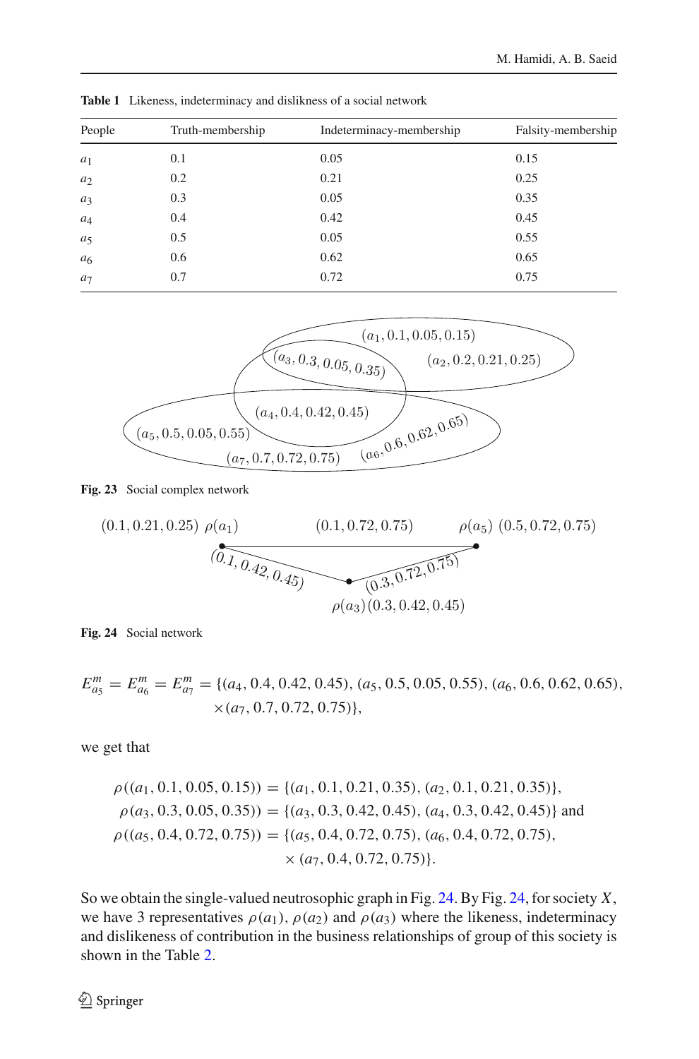**Table 1** Likeness, indeterminacy and dislikness of a social network

| People | Truth-membership | Indeterminacy-membership | Falsity-membership |
|---|---|---|---|
| $a_1$ | 0.1 | 0.05 | 0.15 |
| $a_2$ | 0.2 | 0.21 | 0.25 |
| $a_3$ | 0.3 | 0.05 | 0.35 |
| $a_4$ | 0.4 | 0.42 | 0.45 |
| $a_5$ | 0.5 | 0.05 | 0.55 |
| $a_6$ | 0.6 | 0.62 | 0.65 |
| $a_7$ | 0.7 | 0.72 | 0.75 |

$(a_1, 0.1, 0.05, 0.15)$ $(a_3, 0.3, 0.05, 0.35)$ $(a_2, 0.2, 0.21, 0.25)$ $(a_4, 0.4, 0.42, 0.45)$ $(a_5, 0.5, 0.05, 0.55)$ $(a_6, 0.6, 0.62, 0.65)$ $(a_7, 0.7, 0.72, 0.75)$

**Fig. 23** Social complex network

$(0.1, 0.21, 0.25)$ $\rho(a_1)$ $(0.1, 0.72, 0.75)$ $\rho(a_5)$ $(0.5, 0.72, 0.75)$ $(0.1, 0.42, 0.45)$ $(0.3, 0.72, 0.75)$ $\rho(a_3)(0.3, 0.42, 0.45)$

**Fig. 24** Social network

$$E^m_{a_5} = E^m_{a_6} = E^m_{a_7} = \{(a_4, 0.4, 0.42, 0.45), (a_5, 0.5, 0.05, 0.55), (a_6, 0.6, 0.62, 0.65), \times (a_7, 0.7, 0.72, 0.75)\},$$

we get that

$$\rho((a_1, 0.1, 0.05, 0.15)) = \{(a_1, 0.1, 0.21, 0.35), (a_2, 0.1, 0.21, 0.35)\},$$
$$\rho(a_3, 0.3, 0.05, 0.35)) = \{(a_3, 0.3, 0.42, 0.45), (a_4, 0.3, 0.42, 0.45)\} \text{ and}$$
$$\rho((a_5, 0.4, 0.72, 0.75)) = \{(a_5, 0.4, 0.72, 0.75), (a_6, 0.4, 0.72, 0.75), \times (a_7, 0.4, 0.72, 0.75)\}.$$

So we obtain the single-valued neutrosophic graph in Fig. 24. By Fig. 24, for society $X$, we have 3 representatives $\rho(a_1)$, $\rho(a_2)$ and $\rho(a_3)$ where the likeness, indeterminacy and dislikeness of contribution in the business relationships of group of this society is shown in the Table 2.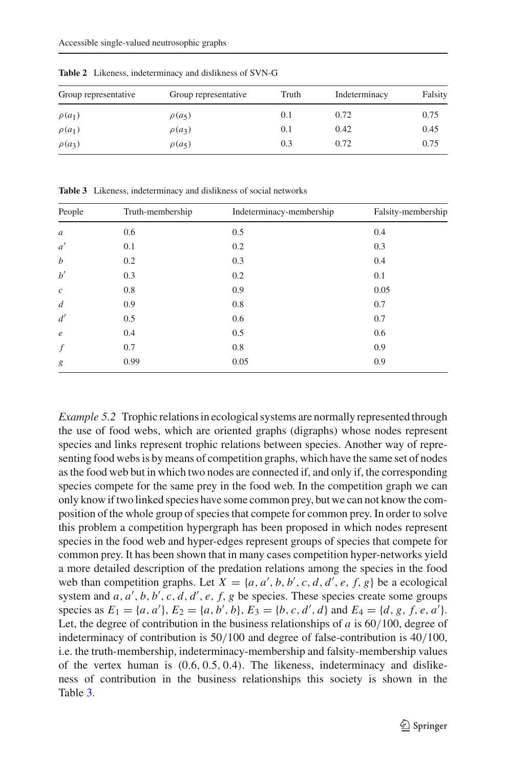**Table 2** Likeness, indeterminacy and dislikness of SVN-G

| Group representative | Group representative | Truth | Indeterminacy | Falsity |
|---|---|---|---|---|
| $\rho(a_1)$ | $\rho(a_5)$ | 0.1 | 0.72 | 0.75 |
| $\rho(a_1)$ | $\rho(a_3)$ | 0.1 | 0.42 | 0.45 |
| $\rho(a_3)$ | $\rho(a_5)$ | 0.3 | 0.72 | 0.75 |

**Table 3** Likeness, indeterminacy and dislikness of social networks

| People | Truth-membership | Indeterminacy-membership | Falsity-membership |
|---|---|---|---|
| $a$ | 0.6 | 0.5 | 0.4 |
| $a'$ | 0.1 | 0.2 | 0.3 |
| $b$ | 0.2 | 0.3 | 0.4 |
| $b'$ | 0.3 | 0.2 | 0.1 |
| $c$ | 0.8 | 0.9 | 0.05 |
| $d$ | 0.9 | 0.8 | 0.7 |
| $d'$ | 0.5 | 0.6 | 0.7 |
| $e$ | 0.4 | 0.5 | 0.6 |
| $f$ | 0.7 | 0.8 | 0.9 |
| $g$ | 0.99 | 0.05 | 0.9 |

*Example 5.2* Trophic relations in ecological systems are normally represented through the use of food webs, which are oriented graphs (digraphs) whose nodes represent species and links represent trophic relations between species. Another way of representing food webs is by means of competition graphs, which have the same set of nodes as the food web but in which two nodes are connected if, and only if, the corresponding species compete for the same prey in the food web. In the competition graph we can only know if two linked species have some common prey, but we can not know the composition of the whole group of species that compete for common prey. In order to solve this problem a competition hypergraph has been proposed in which nodes represent species in the food web and hyper-edges represent groups of species that compete for common prey. It has been shown that in many cases competition hyper-networks yield a more detailed description of the predation relations among the species in the food web than competition graphs. Let $X = \{a, a', b, b', c, d, d', e, f, g\}$ be a ecological system and $a, a', b, b', c, d, d', e, f, g$ be species. These species create some groups species as $E_1 = \{a, a'\}$, $E_2 = \{a, b', b\}$, $E_3 = \{b, c, d', d\}$ and $E_4 = \{d, g, f, e, a'\}$. Let, the degree of contribution in the business relationships of $a$ is $60/100$, degree of indeterminacy of contribution is $50/100$ and degree of false-contribution is $40/100$, i.e. the truth-membership, indeterminacy-membership and falsity-membership values of the vertex human is $(0.6, 0.5, 0.4)$. The likeness, indeterminacy and dislikeness of contribution in the business relationships this society is shown in the Table 3.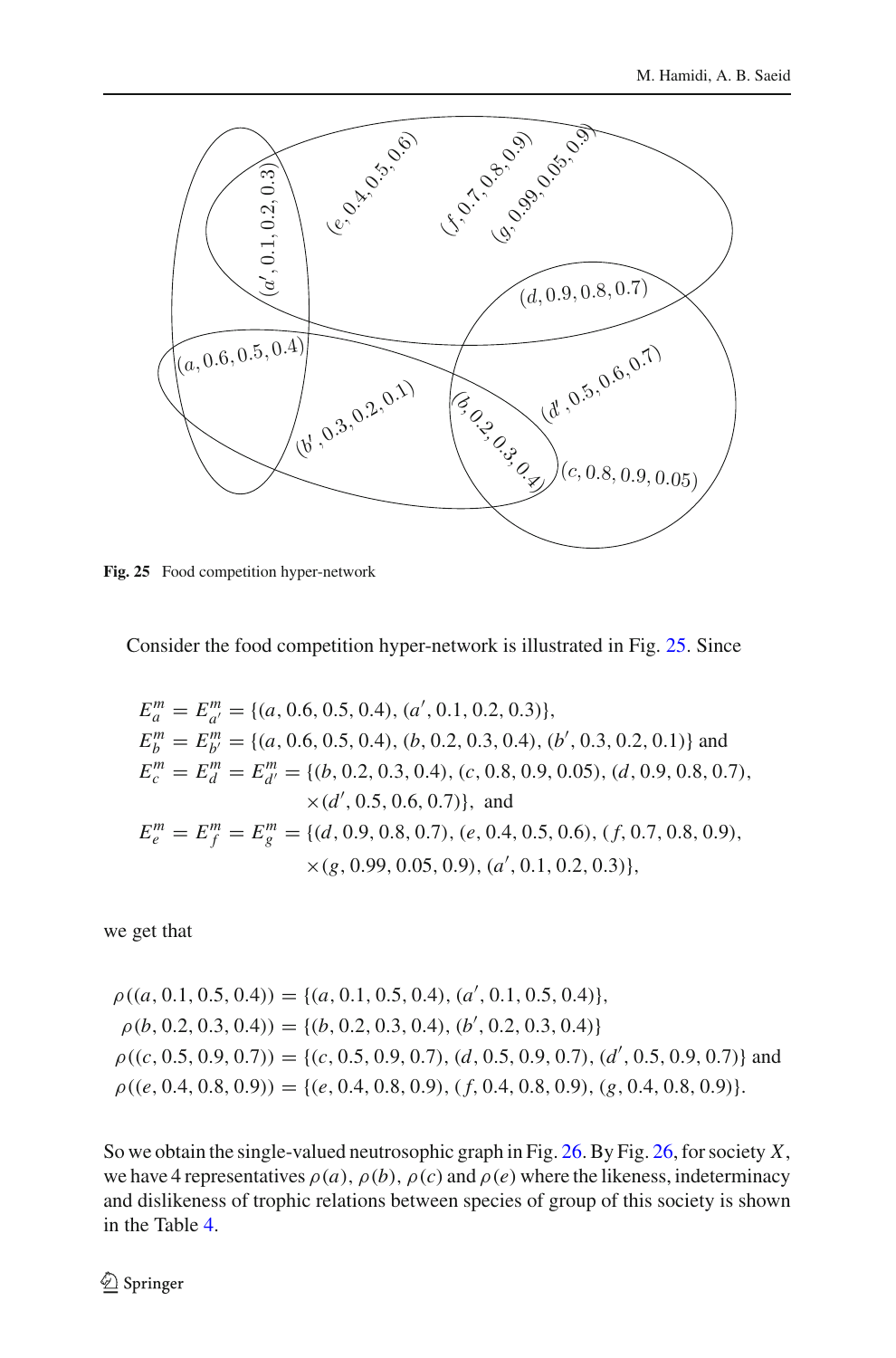Fig. 25 Food competition hyper-network

Consider the food competition hyper-network is illustrated in Fig. 25. Since

$$
\begin{aligned}
E^m_a &= E^m_{a'} = \{(a, 0.6, 0.5, 0.4), (a', 0.1, 0.2, 0.3)\},\\
E^m_b &= E^m_{b'} = \{(a, 0.6, 0.5, 0.4), (b, 0.2, 0.3, 0.4), (b', 0.3, 0.2, 0.1)\} \text{ and}\\
E^m_c &= E^m_d = E^m_{d'} = \{(b, 0.2, 0.3, 0.4), (c, 0.8, 0.9, 0.05), (d, 0.9, 0.8, 0.7),\\
&\qquad \times (d', 0.5, 0.6, 0.7)\}, \text{ and}\\
E^m_e &= E^m_f = E^m_g = \{(d, 0.9, 0.8, 0.7), (e, 0.4, 0.5, 0.6), (f, 0.7, 0.8, 0.9),\\
&\qquad \times (g, 0.99, 0.05, 0.9), (a', 0.1, 0.2, 0.3)\},
\end{aligned}
$$

we get that

$$
\begin{aligned}
\rho((a, 0.1, 0.5, 0.4)) &= \{(a, 0.1, 0.5, 0.4), (a', 0.1, 0.5, 0.4)\},\\
\rho(b, 0.2, 0.3, 0.4)) &= \{(b, 0.2, 0.3, 0.4), (b', 0.2, 0.3, 0.4)\}\\
\rho((c, 0.5, 0.9, 0.7)) &= \{(c, 0.5, 0.9, 0.7), (d, 0.5, 0.9, 0.7), (d', 0.5, 0.9, 0.7)\} \text{ and}\\
\rho((e, 0.4, 0.8, 0.9)) &= \{(e, 0.4, 0.8, 0.9), (f, 0.4, 0.8, 0.9), (g, 0.4, 0.8, 0.9)\}.
\end{aligned}
$$

So we obtain the single-valued neutrosophic graph in Fig. 26. By Fig. 26, for society $X$, we have 4 representatives $\rho(a)$, $\rho(b)$, $\rho(c)$ and $\rho(e)$ where the likeness, indeterminacy and dislikeness of trophic relations between species of group of this society is shown in the Table 4.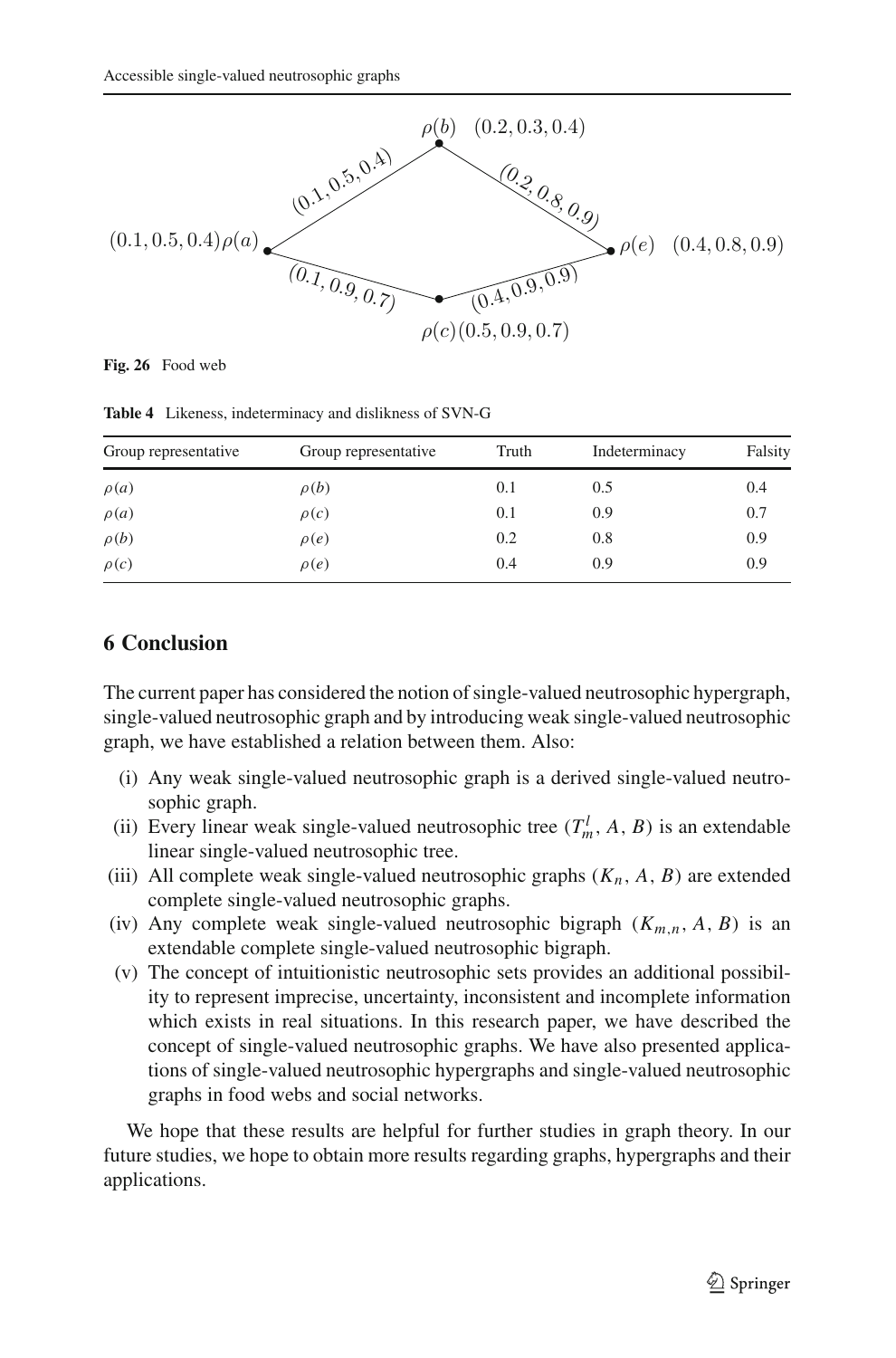Fig. 26 Food web

Table 4 Likeness, indeterminacy and dislikness of SVN-G

| Group representative | Group representative | Truth | Indeterminacy | Falsity |
|---|---|---|---|---|
| $\rho(a)$ | $\rho(b)$ | 0.1 | 0.5 | 0.4 |
| $\rho(a)$ | $\rho(c)$ | 0.1 | 0.9 | 0.7 |
| $\rho(b)$ | $\rho(e)$ | 0.2 | 0.8 | 0.9 |
| $\rho(c)$ | $\rho(e)$ | 0.4 | 0.9 | 0.9 |

## 6 Conclusion

The current paper has considered the notion of single-valued neutrosophic hypergraph, single-valued neutrosophic graph and by introducing weak single-valued neutrosophic graph, we have established a relation between them. Also:

(i) Any weak single-valued neutrosophic graph is a derived single-valued neutrosophic graph.

(ii) Every linear weak single-valued neutrosophic tree $(T^l_m, A, B)$ is an extendable linear single-valued neutrosophic tree.

(iii) All complete weak single-valued neutrosophic graphs $(K_n, A, B)$ are extended complete single-valued neutrosophic graphs.

(iv) Any complete weak single-valued neutrosophic bigraph $(K_{m,n}, A, B)$ is an extendable complete single-valued neutrosophic bigraph.

(v) The concept of intuitionistic neutrosophic sets provides an additional possibility to represent imprecise, uncertainty, inconsistent and incomplete information which exists in real situations. In this research paper, we have described the concept of single-valued neutrosophic graphs. We have also presented applications of single-valued neutrosophic hypergraphs and single-valued neutrosophic graphs in food webs and social networks.

We hope that these results are helpful for further studies in graph theory. In our future studies, we hope to obtain more results regarding graphs, hypergraphs and their applications.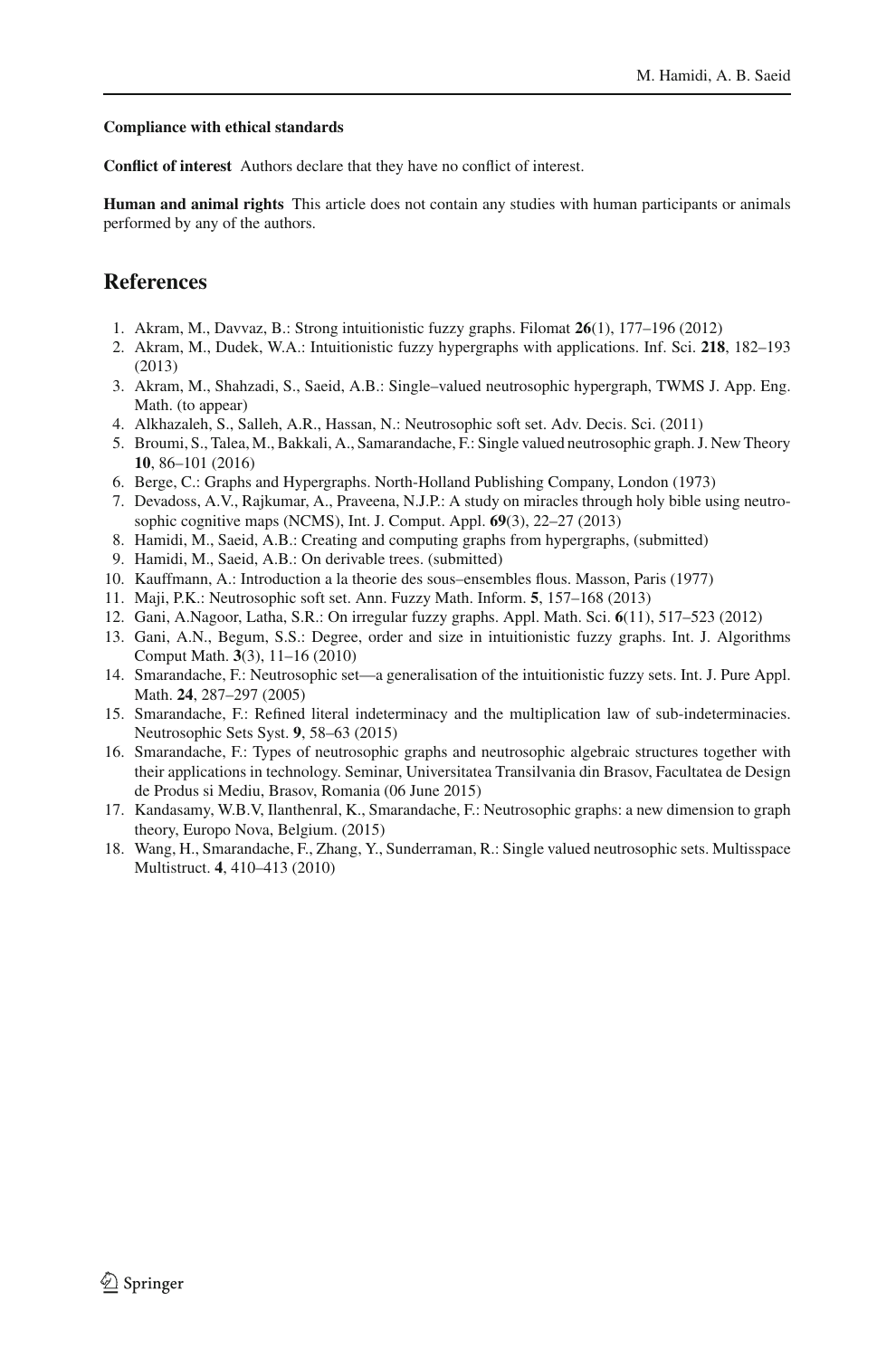**Compliance with ethical standards**

**Conflict of interest** Authors declare that they have no conflict of interest.

**Human and animal rights** This article does not contain any studies with human participants or animals performed by any of the authors.

## References

1. Akram, M., Davvaz, B.: Strong intuitionistic fuzzy graphs. Filomat **26**(1), 177–196 (2012)
2. Akram, M., Dudek, W.A.: Intuitionistic fuzzy hypergraphs with applications. Inf. Sci. **218**, 182–193 (2013)
3. Akram, M., Shahzadi, S., Saeid, A.B.: Single–valued neutrosophic hypergraph, TWMS J. App. Eng. Math. (to appear)
4. Alkhazaleh, S., Salleh, A.R., Hassan, N.: Neutrosophic soft set. Adv. Decis. Sci. (2011)
5. Broumi, S., Talea, M., Bakkali, A., Samarandache, F.: Single valued neutrosophic graph. J. New Theory **10**, 86–101 (2016)
6. Berge, C.: Graphs and Hypergraphs. North-Holland Publishing Company, London (1973)
7. Devadoss, A.V., Rajkumar, A., Praveena, N.J.P.: A study on miracles through holy bible using neutrosophic cognitive maps (NCMS), Int. J. Comput. Appl. **69**(3), 22–27 (2013)
8. Hamidi, M., Saeid, A.B.: Creating and computing graphs from hypergraphs, (submitted)
9. Hamidi, M., Saeid, A.B.: On derivable trees. (submitted)
10. Kauffmann, A.: Introduction a la theorie des sous–ensembles flous. Masson, Paris (1977)
11. Maji, P.K.: Neutrosophic soft set. Ann. Fuzzy Math. Inform. **5**, 157–168 (2013)
12. Gani, A.Nagoor, Latha, S.R.: On irregular fuzzy graphs. Appl. Math. Sci. **6**(11), 517–523 (2012)
13. Gani, A.N., Begum, S.S.: Degree, order and size in intuitionistic fuzzy graphs. Int. J. Algorithms Comput Math. **3**(3), 11–16 (2010)
14. Smarandache, F.: Neutrosophic set—a generalisation of the intuitionistic fuzzy sets. Int. J. Pure Appl. Math. **24**, 287–297 (2005)
15. Smarandache, F.: Refined literal indeterminacy and the multiplication law of sub-indeterminacies. Neutrosophic Sets Syst. **9**, 58–63 (2015)
16. Smarandache, F.: Types of neutrosophic graphs and neutrosophic algebraic structures together with their applications in technology. Seminar, Universitatea Transilvania din Brasov, Facultatea de Design de Produs si Mediu, Brasov, Romania (06 June 2015)
17. Kandasamy, W.B.V, Ilanthenral, K., Smarandache, F.: Neutrosophic graphs: a new dimension to graph theory, Europo Nova, Belgium. (2015)
18. Wang, H., Smarandache, F., Zhang, Y., Sunderraman, R.: Single valued neutrosophic sets. Multisspace Multistruct. **4**, 410–413 (2010)